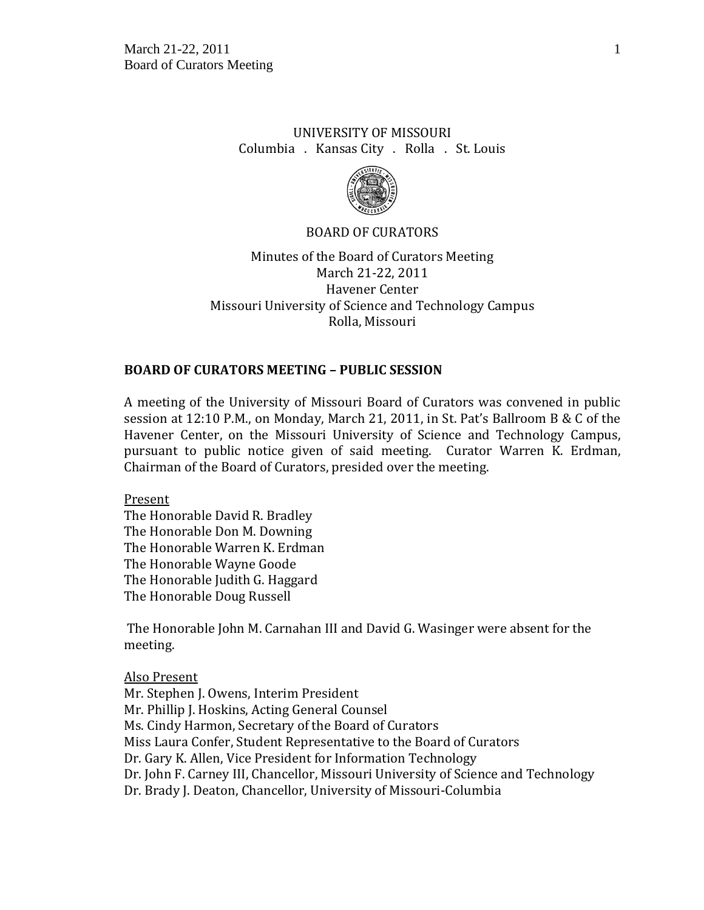UNIVERSITY OF MISSOURI

Columbia . Kansas City . Rolla . St. Louis

BOARD OF CURATORS

Minutes of the Board of Curators Meeting
March 21-22, 2011
Havener Center
Missouri University of Science and Technology Campus
Rolla, Missouri

## BOARD OF CURATORS MEETING – PUBLIC SESSION

A meeting of the University of Missouri Board of Curators was convened in public session at 12:10 P.M., on Monday, March 21, 2011, in St. Pat's Ballroom B & C of the Havener Center, on the Missouri University of Science and Technology Campus, pursuant to public notice given of said meeting. Curator Warren K. Erdman, Chairman of the Board of Curators, presided over the meeting.

Present

The Honorable David R. Bradley
The Honorable Don M. Downing
The Honorable Warren K. Erdman
The Honorable Wayne Goode
The Honorable Judith G. Haggard
The Honorable Doug Russell

The Honorable John M. Carnahan III and David G. Wasinger were absent for the meeting.

Also Present

Mr. Stephen J. Owens, Interim President
Mr. Phillip J. Hoskins, Acting General Counsel
Ms. Cindy Harmon, Secretary of the Board of Curators
Miss Laura Confer, Student Representative to the Board of Curators
Dr. Gary K. Allen, Vice President for Information Technology
Dr. John F. Carney III, Chancellor, Missouri University of Science and Technology
Dr. Brady J. Deaton, Chancellor, University of Missouri-Columbia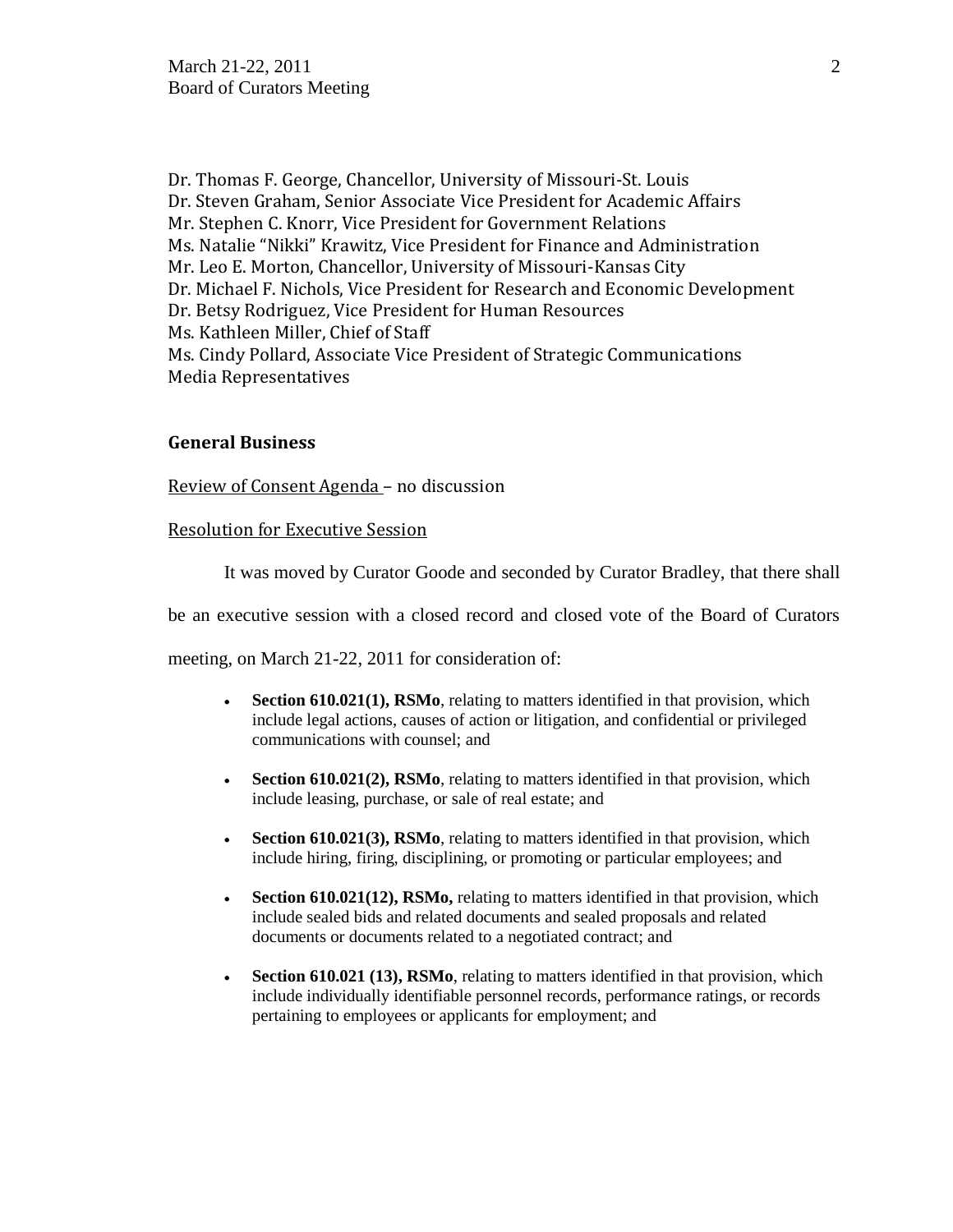Dr. Thomas F. George, Chancellor, University of Missouri-St. Louis
Dr. Steven Graham, Senior Associate Vice President for Academic Affairs
Mr. Stephen C. Knorr, Vice President for Government Relations
Ms. Natalie "Nikki" Krawitz, Vice President for Finance and Administration
Mr. Leo E. Morton, Chancellor, University of Missouri-Kansas City
Dr. Michael F. Nichols, Vice President for Research and Economic Development
Dr. Betsy Rodriguez, Vice President for Human Resources
Ms. Kathleen Miller, Chief of Staff
Ms. Cindy Pollard, Associate Vice President of Strategic Communications
Media Representatives

## General Business

Review of Consent Agenda – no discussion

Resolution for Executive Session

It was moved by Curator Goode and seconded by Curator Bradley, that there shall be an executive session with a closed record and closed vote of the Board of Curators meeting, on March 21-22, 2011 for consideration of:

- **Section 610.021(1), RSMo**, relating to matters identified in that provision, which include legal actions, causes of action or litigation, and confidential or privileged communications with counsel; and

- **Section 610.021(2), RSMo**, relating to matters identified in that provision, which include leasing, purchase, or sale of real estate; and

- **Section 610.021(3), RSMo**, relating to matters identified in that provision, which include hiring, firing, disciplining, or promoting or particular employees; and

- **Section 610.021(12), RSMo,** relating to matters identified in that provision, which include sealed bids and related documents and sealed proposals and related documents or documents related to a negotiated contract; and

- **Section 610.021 (13), RSMo**, relating to matters identified in that provision, which include individually identifiable personnel records, performance ratings, or records pertaining to employees or applicants for employment; and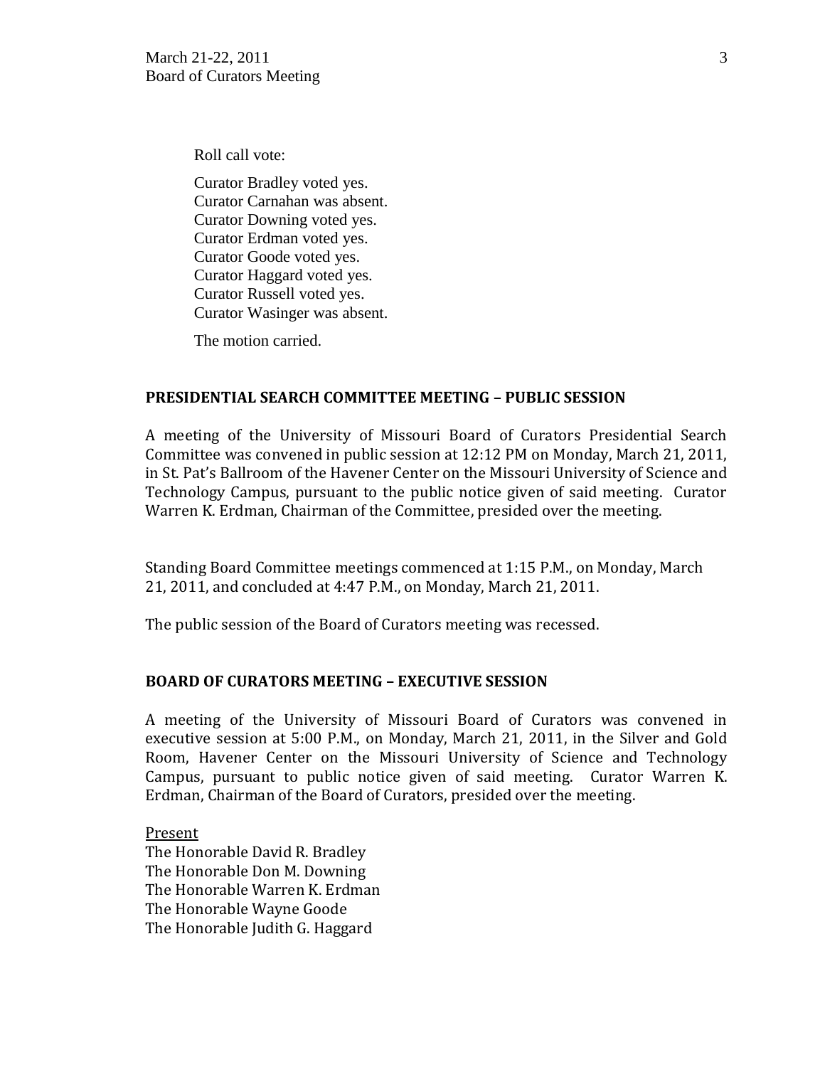Roll call vote:

Curator Bradley voted yes.
Curator Carnahan was absent.
Curator Downing voted yes.
Curator Erdman voted yes.
Curator Goode voted yes.
Curator Haggard voted yes.
Curator Russell voted yes.
Curator Wasinger was absent.

The motion carried.

**PRESIDENTIAL SEARCH COMMITTEE MEETING – PUBLIC SESSION**

A meeting of the University of Missouri Board of Curators Presidential Search Committee was convened in public session at 12:12 PM on Monday, March 21, 2011, in St. Pat's Ballroom of the Havener Center on the Missouri University of Science and Technology Campus, pursuant to the public notice given of said meeting. Curator Warren K. Erdman, Chairman of the Committee, presided over the meeting.

Standing Board Committee meetings commenced at 1:15 P.M., on Monday, March 21, 2011, and concluded at 4:47 P.M., on Monday, March 21, 2011.

The public session of the Board of Curators meeting was recessed.

**BOARD OF CURATORS MEETING – EXECUTIVE SESSION**

A meeting of the University of Missouri Board of Curators was convened in executive session at 5:00 P.M., on Monday, March 21, 2011, in the Silver and Gold Room, Havener Center on the Missouri University of Science and Technology Campus, pursuant to public notice given of said meeting. Curator Warren K. Erdman, Chairman of the Board of Curators, presided over the meeting.

Present
The Honorable David R. Bradley
The Honorable Don M. Downing
The Honorable Warren K. Erdman
The Honorable Wayne Goode
The Honorable Judith G. Haggard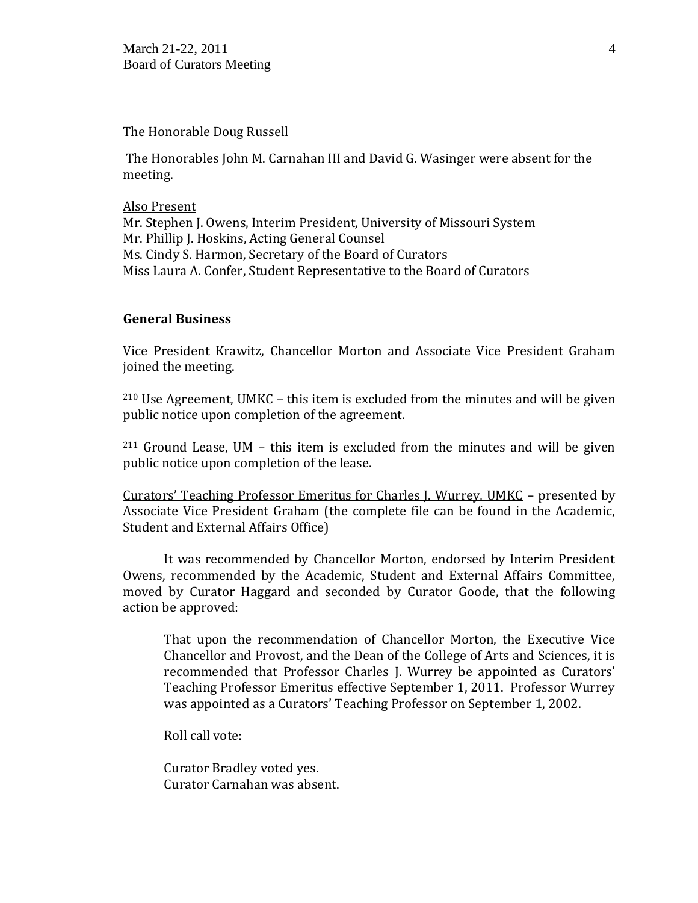The Honorable Doug Russell

The Honorables John M. Carnahan III and David G. Wasinger were absent for the meeting.

Also Present
Mr. Stephen J. Owens, Interim President, University of Missouri System
Mr. Phillip J. Hoskins, Acting General Counsel
Ms. Cindy S. Harmon, Secretary of the Board of Curators
Miss Laura A. Confer, Student Representative to the Board of Curators

**General Business**

Vice President Krawitz, Chancellor Morton and Associate Vice President Graham joined the meeting.

[210] Use Agreement, UMKC – this item is excluded from the minutes and will be given public notice upon completion of the agreement.

[211] Ground Lease, UM – this item is excluded from the minutes and will be given public notice upon completion of the lease.

Curators' Teaching Professor Emeritus for Charles J. Wurrey, UMKC – presented by Associate Vice President Graham (the complete file can be found in the Academic, Student and External Affairs Office)

It was recommended by Chancellor Morton, endorsed by Interim President Owens, recommended by the Academic, Student and External Affairs Committee, moved by Curator Haggard and seconded by Curator Goode, that the following action be approved:

> That upon the recommendation of Chancellor Morton, the Executive Vice Chancellor and Provost, and the Dean of the College of Arts and Sciences, it is recommended that Professor Charles J. Wurrey be appointed as Curators' Teaching Professor Emeritus effective September 1, 2011. Professor Wurrey was appointed as a Curators' Teaching Professor on September 1, 2002.
>
> Roll call vote:
>
> Curator Bradley voted yes.
> Curator Carnahan was absent.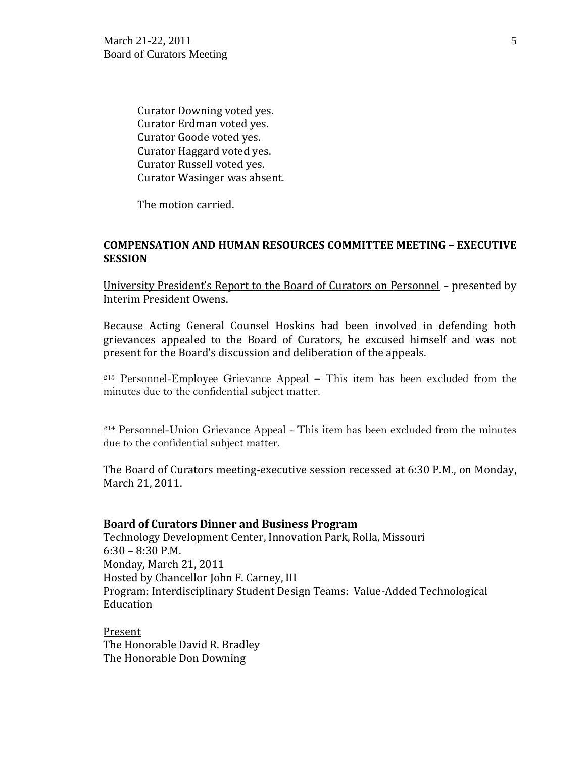Curator Downing voted yes.
Curator Erdman voted yes.
Curator Goode voted yes.
Curator Haggard voted yes.
Curator Russell voted yes.
Curator Wasinger was absent.

The motion carried.

## COMPENSATION AND HUMAN RESOURCES COMMITTEE MEETING – EXECUTIVE SESSION

University President's Report to the Board of Curators on Personnel – presented by Interim President Owens.

Because Acting General Counsel Hoskins had been involved in defending both grievances appealed to the Board of Curators, he excused himself and was not present for the Board's discussion and deliberation of the appeals.

[213] Personnel-Employee Grievance Appeal – This item has been excluded from the minutes due to the confidential subject matter.

[214] Personnel-Union Grievance Appeal - This item has been excluded from the minutes due to the confidential subject matter.

The Board of Curators meeting-executive session recessed at 6:30 P.M., on Monday, March 21, 2011.

**Board of Curators Dinner and Business Program**
Technology Development Center, Innovation Park, Rolla, Missouri
6:30 – 8:30 P.M.
Monday, March 21, 2011
Hosted by Chancellor John F. Carney, III
Program: Interdisciplinary Student Design Teams: Value-Added Technological Education

Present
The Honorable David R. Bradley
The Honorable Don Downing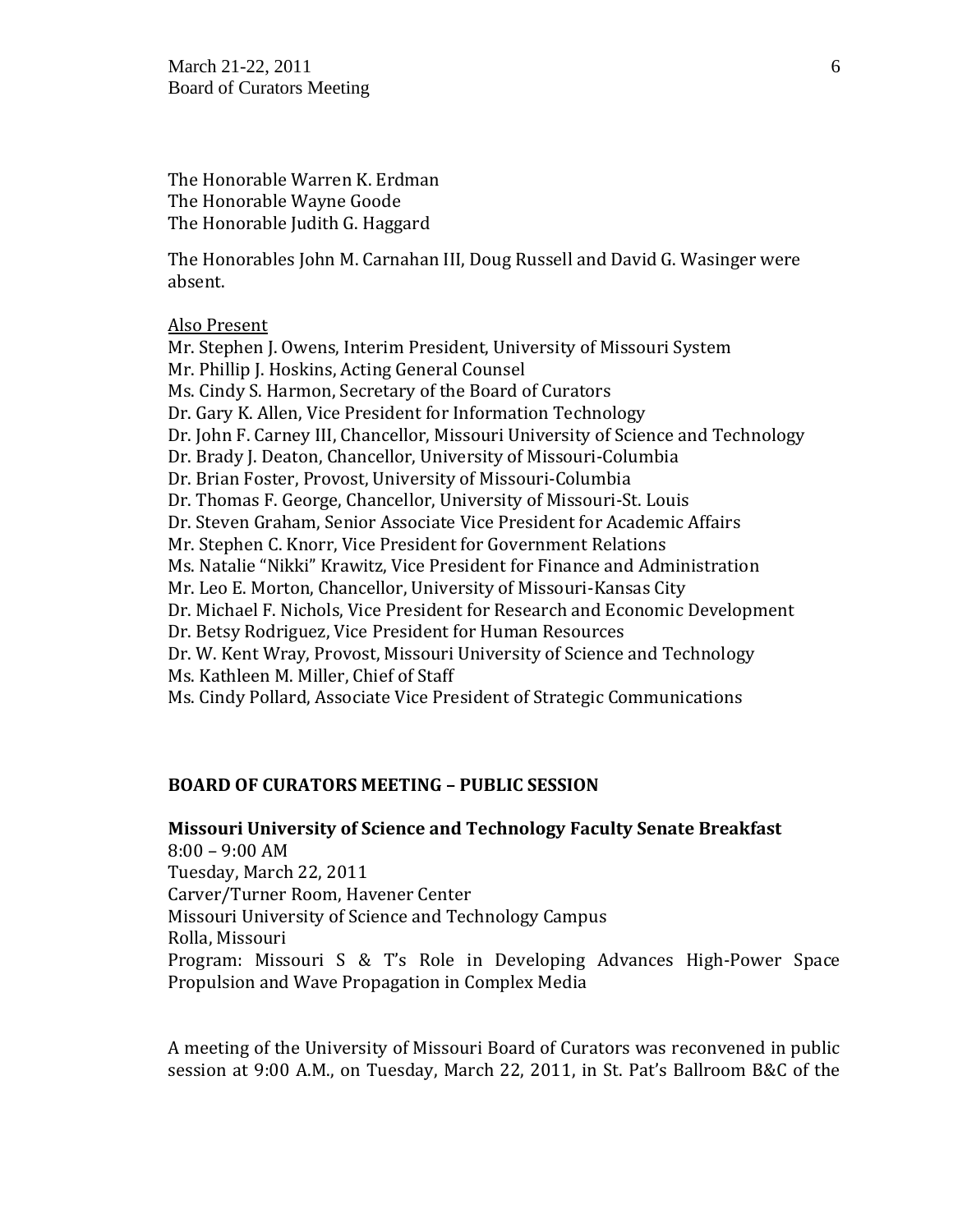The Honorable Warren K. Erdman
The Honorable Wayne Goode
The Honorable Judith G. Haggard

The Honorables John M. Carnahan III, Doug Russell and David G. Wasinger were absent.

Also Present
Mr. Stephen J. Owens, Interim President, University of Missouri System
Mr. Phillip J. Hoskins, Acting General Counsel
Ms. Cindy S. Harmon, Secretary of the Board of Curators
Dr. Gary K. Allen, Vice President for Information Technology
Dr. John F. Carney III, Chancellor, Missouri University of Science and Technology
Dr. Brady J. Deaton, Chancellor, University of Missouri-Columbia
Dr. Brian Foster, Provost, University of Missouri-Columbia
Dr. Thomas F. George, Chancellor, University of Missouri-St. Louis
Dr. Steven Graham, Senior Associate Vice President for Academic Affairs
Mr. Stephen C. Knorr, Vice President for Government Relations
Ms. Natalie "Nikki" Krawitz, Vice President for Finance and Administration
Mr. Leo E. Morton, Chancellor, University of Missouri-Kansas City
Dr. Michael F. Nichols, Vice President for Research and Economic Development
Dr. Betsy Rodriguez, Vice President for Human Resources
Dr. W. Kent Wray, Provost, Missouri University of Science and Technology
Ms. Kathleen M. Miller, Chief of Staff
Ms. Cindy Pollard, Associate Vice President of Strategic Communications

**BOARD OF CURATORS MEETING – PUBLIC SESSION**

**Missouri University of Science and Technology Faculty Senate Breakfast**
8:00 – 9:00 AM
Tuesday, March 22, 2011
Carver/Turner Room, Havener Center
Missouri University of Science and Technology Campus
Rolla, Missouri
Program: Missouri S & T's Role in Developing Advances High-Power Space Propulsion and Wave Propagation in Complex Media

A meeting of the University of Missouri Board of Curators was reconvened in public session at 9:00 A.M., on Tuesday, March 22, 2011, in St. Pat's Ballroom B&C of the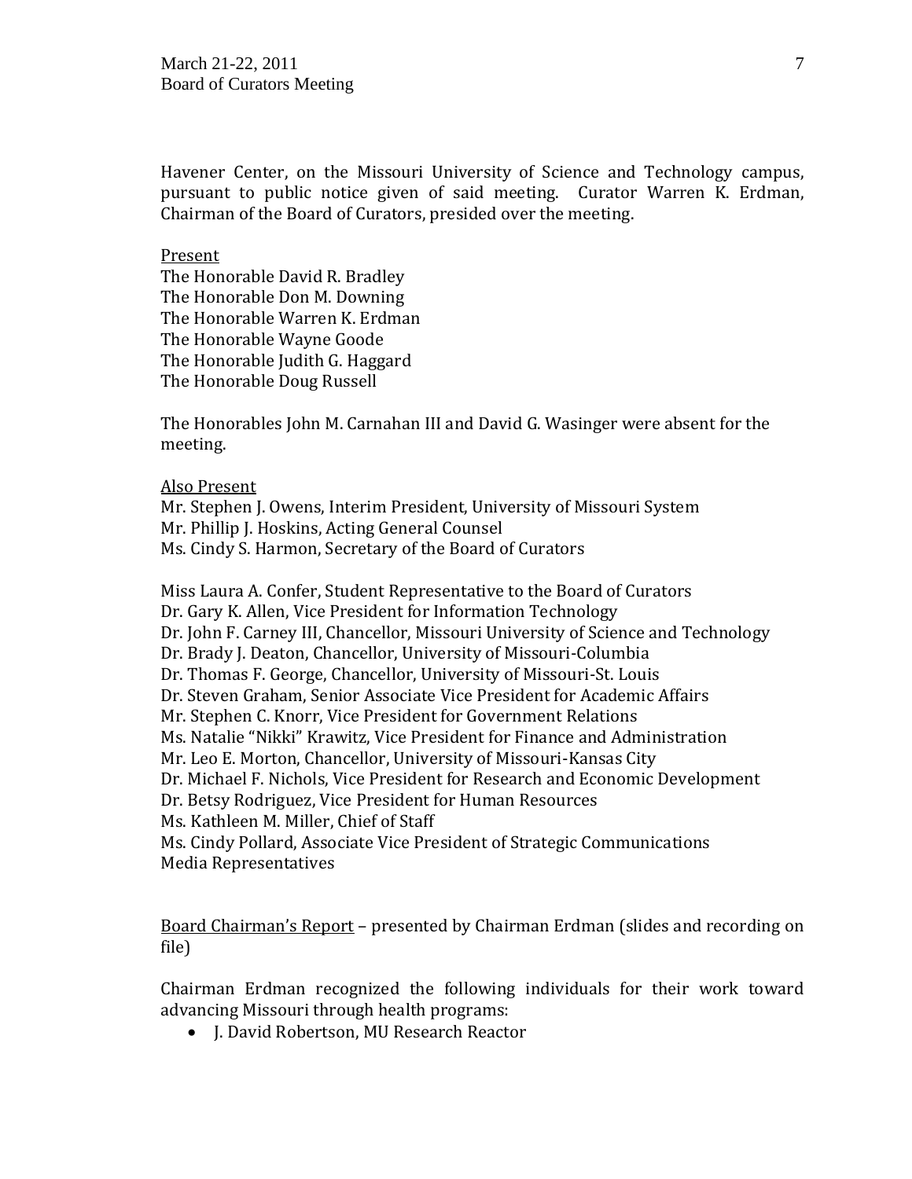Havener Center, on the Missouri University of Science and Technology campus, pursuant to public notice given of said meeting. Curator Warren K. Erdman, Chairman of the Board of Curators, presided over the meeting.

Present

The Honorable David R. Bradley
The Honorable Don M. Downing
The Honorable Warren K. Erdman
The Honorable Wayne Goode
The Honorable Judith G. Haggard
The Honorable Doug Russell

The Honorables John M. Carnahan III and David G. Wasinger were absent for the meeting.

Also Present

Mr. Stephen J. Owens, Interim President, University of Missouri System
Mr. Phillip J. Hoskins, Acting General Counsel
Ms. Cindy S. Harmon, Secretary of the Board of Curators

Miss Laura A. Confer, Student Representative to the Board of Curators
Dr. Gary K. Allen, Vice President for Information Technology
Dr. John F. Carney III, Chancellor, Missouri University of Science and Technology
Dr. Brady J. Deaton, Chancellor, University of Missouri-Columbia
Dr. Thomas F. George, Chancellor, University of Missouri-St. Louis
Dr. Steven Graham, Senior Associate Vice President for Academic Affairs
Mr. Stephen C. Knorr, Vice President for Government Relations
Ms. Natalie "Nikki" Krawitz, Vice President for Finance and Administration
Mr. Leo E. Morton, Chancellor, University of Missouri-Kansas City
Dr. Michael F. Nichols, Vice President for Research and Economic Development
Dr. Betsy Rodriguez, Vice President for Human Resources
Ms. Kathleen M. Miller, Chief of Staff
Ms. Cindy Pollard, Associate Vice President of Strategic Communications
Media Representatives

Board Chairman's Report – presented by Chairman Erdman (slides and recording on file)

Chairman Erdman recognized the following individuals for their work toward advancing Missouri through health programs:

- J. David Robertson, MU Research Reactor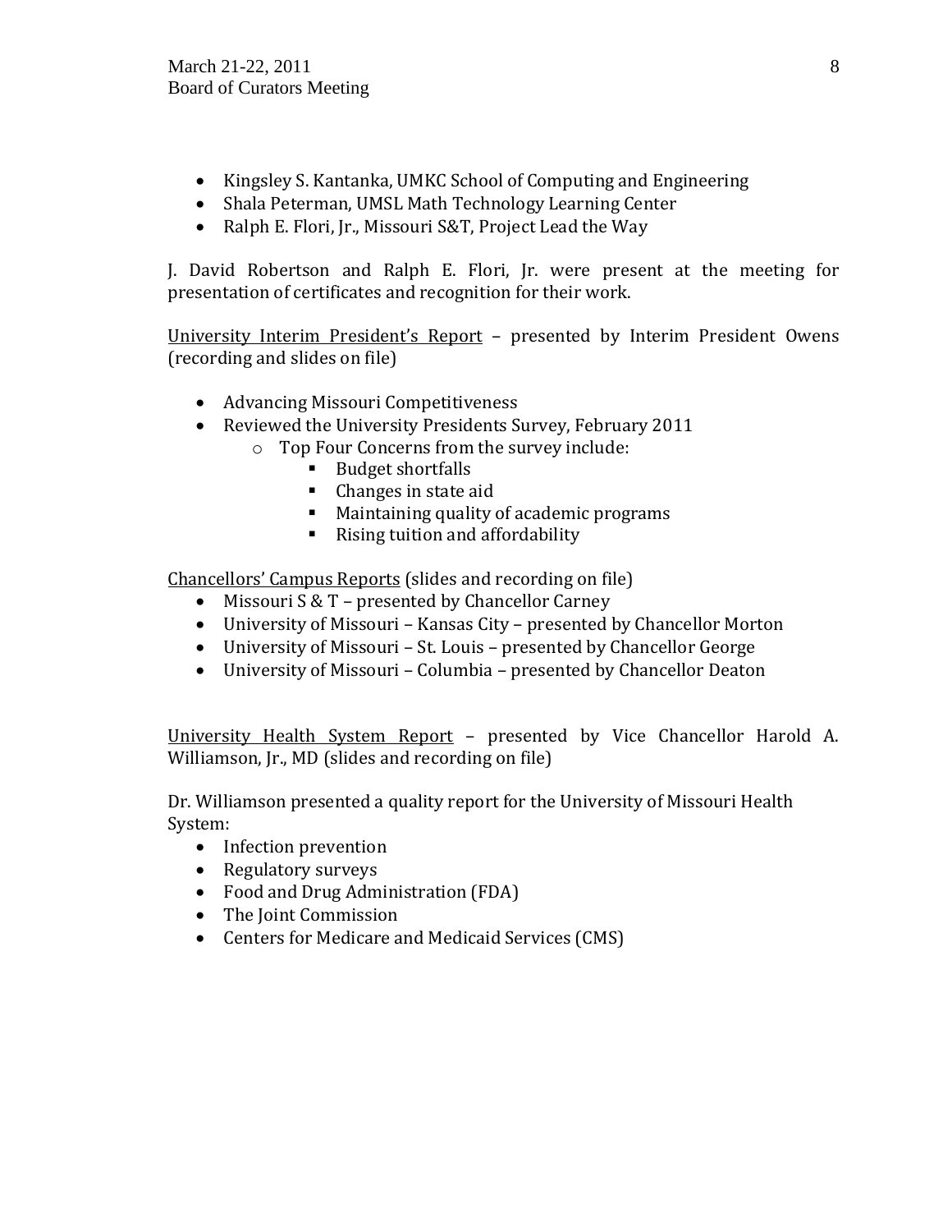- Kingsley S. Kantanka, UMKC School of Computing and Engineering
- Shala Peterman, UMSL Math Technology Learning Center
- Ralph E. Flori, Jr., Missouri S&T, Project Lead the Way

J. David Robertson and Ralph E. Flori, Jr. were present at the meeting for presentation of certificates and recognition for their work.

<u>University Interim President's Report</u> – presented by Interim President Owens (recording and slides on file)

- Advancing Missouri Competitiveness
- Reviewed the University Presidents Survey, February 2011
  - Top Four Concerns from the survey include:
    - Budget shortfalls
    - Changes in state aid
    - Maintaining quality of academic programs
    - Rising tuition and affordability

<u>Chancellors' Campus Reports</u> (slides and recording on file)

- Missouri S & T – presented by Chancellor Carney
- University of Missouri – Kansas City – presented by Chancellor Morton
- University of Missouri – St. Louis – presented by Chancellor George
- University of Missouri – Columbia – presented by Chancellor Deaton

<u>University Health System Report</u> – presented by Vice Chancellor Harold A. Williamson, Jr., MD (slides and recording on file)

Dr. Williamson presented a quality report for the University of Missouri Health System:

- Infection prevention
- Regulatory surveys
- Food and Drug Administration (FDA)
- The Joint Commission
- Centers for Medicare and Medicaid Services (CMS)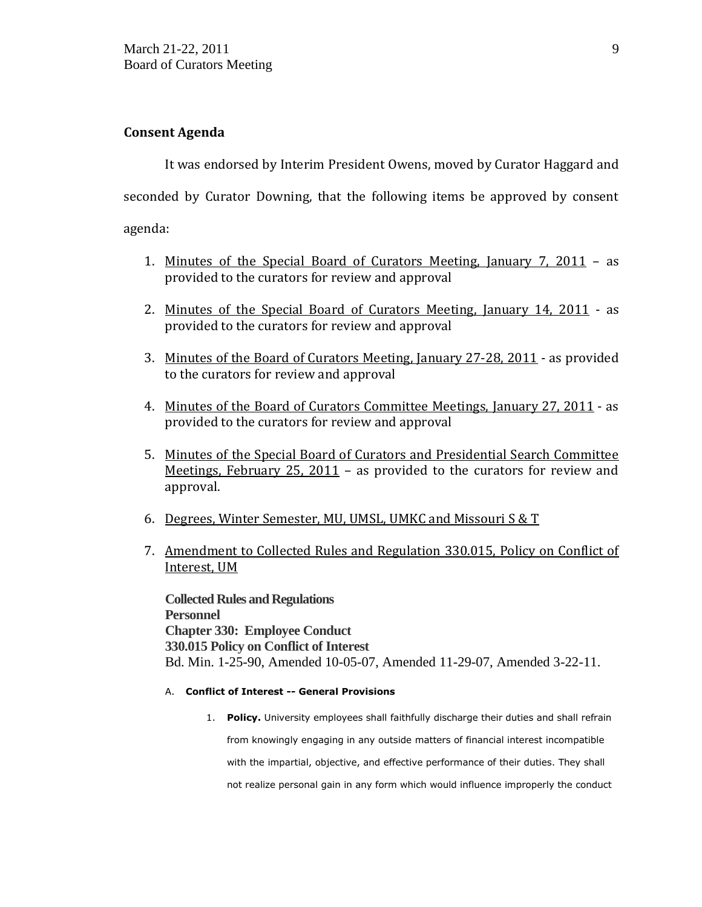## Consent Agenda

It was endorsed by Interim President Owens, moved by Curator Haggard and seconded by Curator Downing, that the following items be approved by consent agenda:

1. Minutes of the Special Board of Curators Meeting, January 7, 2011 – as provided to the curators for review and approval

2. Minutes of the Special Board of Curators Meeting, January 14, 2011 - as provided to the curators for review and approval

3. Minutes of the Board of Curators Meeting, January 27-28, 2011 - as provided to the curators for review and approval

4. Minutes of the Board of Curators Committee Meetings, January 27, 2011 - as provided to the curators for review and approval

5. Minutes of the Special Board of Curators and Presidential Search Committee Meetings, February 25, 2011 – as provided to the curators for review and approval.

6. Degrees, Winter Semester, MU, UMSL, UMKC and Missouri S & T

7. Amendment to Collected Rules and Regulation 330.015, Policy on Conflict of Interest, UM

   **Collected Rules and Regulations**
   **Personnel**
   **Chapter 330: Employee Conduct**
   **330.015 Policy on Conflict of Interest**
   Bd. Min. 1-25-90, Amended 10-05-07, Amended 11-29-07, Amended 3-22-11.

   A. **Conflict of Interest -- General Provisions**

      1. **Policy.** University employees shall faithfully discharge their duties and shall refrain from knowingly engaging in any outside matters of financial interest incompatible with the impartial, objective, and effective performance of their duties. They shall not realize personal gain in any form which would influence improperly the conduct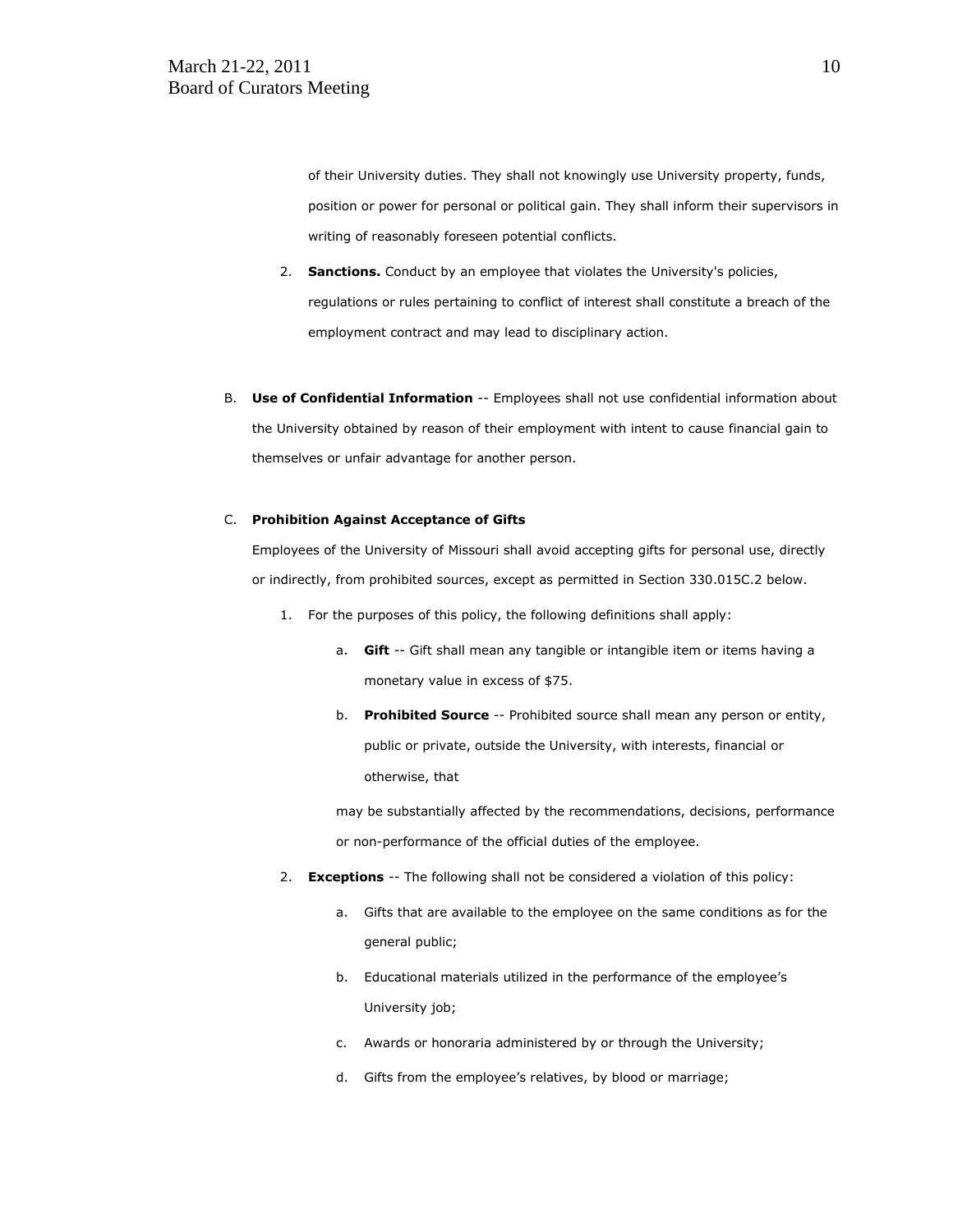of their University duties. They shall not knowingly use University property, funds, position or power for personal or political gain. They shall inform their supervisors in writing of reasonably foreseen potential conflicts.

2. **Sanctions.** Conduct by an employee that violates the University's policies, regulations or rules pertaining to conflict of interest shall constitute a breach of the employment contract and may lead to disciplinary action.

B. **Use of Confidential Information** -- Employees shall not use confidential information about the University obtained by reason of their employment with intent to cause financial gain to themselves or unfair advantage for another person.

C. **Prohibition Against Acceptance of Gifts**

Employees of the University of Missouri shall avoid accepting gifts for personal use, directly or indirectly, from prohibited sources, except as permitted in Section 330.015C.2 below.

1. For the purposes of this policy, the following definitions shall apply:

   a. **Gift** -- Gift shall mean any tangible or intangible item or items having a monetary value in excess of $75.

   b. **Prohibited Source** -- Prohibited source shall mean any person or entity, public or private, outside the University, with interests, financial or otherwise, that

   may be substantially affected by the recommendations, decisions, performance or non-performance of the official duties of the employee.

2. **Exceptions** -- The following shall not be considered a violation of this policy:

   a. Gifts that are available to the employee on the same conditions as for the general public;

   b. Educational materials utilized in the performance of the employee's University job;

   c. Awards or honoraria administered by or through the University;

   d. Gifts from the employee's relatives, by blood or marriage;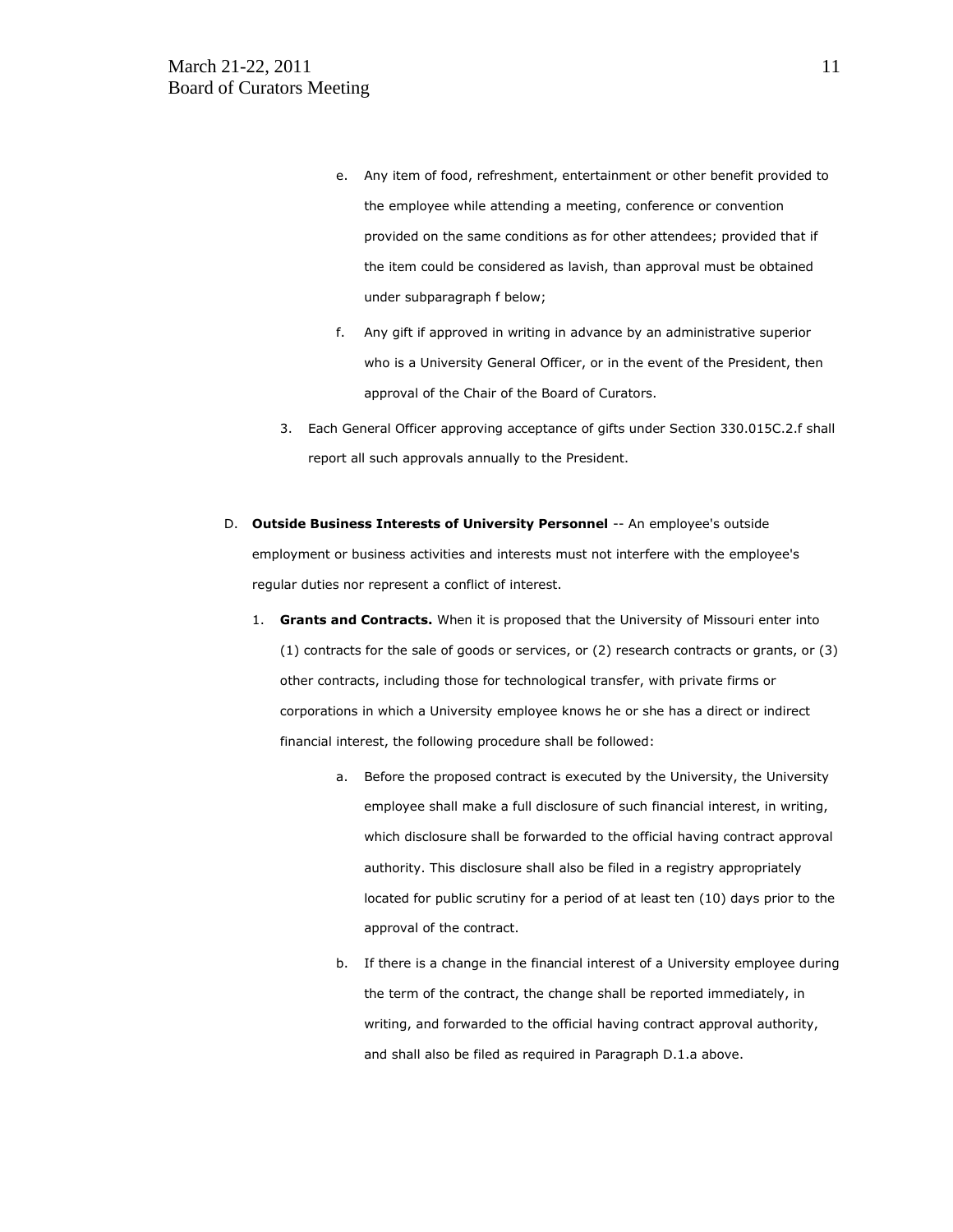e. Any item of food, refreshment, entertainment or other benefit provided to the employee while attending a meeting, conference or convention provided on the same conditions as for other attendees; provided that if the item could be considered as lavish, than approval must be obtained under subparagraph f below;

f. Any gift if approved in writing in advance by an administrative superior who is a University General Officer, or in the event of the President, then approval of the Chair of the Board of Curators.

3. Each General Officer approving acceptance of gifts under Section 330.015C.2.f shall report all such approvals annually to the President.

D. **Outside Business Interests of University Personnel** -- An employee's outside employment or business activities and interests must not interfere with the employee's regular duties nor represent a conflict of interest.

1. **Grants and Contracts.** When it is proposed that the University of Missouri enter into (1) contracts for the sale of goods or services, or (2) research contracts or grants, or (3) other contracts, including those for technological transfer, with private firms or corporations in which a University employee knows he or she has a direct or indirect financial interest, the following procedure shall be followed:

   a. Before the proposed contract is executed by the University, the University employee shall make a full disclosure of such financial interest, in writing, which disclosure shall be forwarded to the official having contract approval authority. This disclosure shall also be filed in a registry appropriately located for public scrutiny for a period of at least ten (10) days prior to the approval of the contract.

   b. If there is a change in the financial interest of a University employee during the term of the contract, the change shall be reported immediately, in writing, and forwarded to the official having contract approval authority, and shall also be filed as required in Paragraph D.1.a above.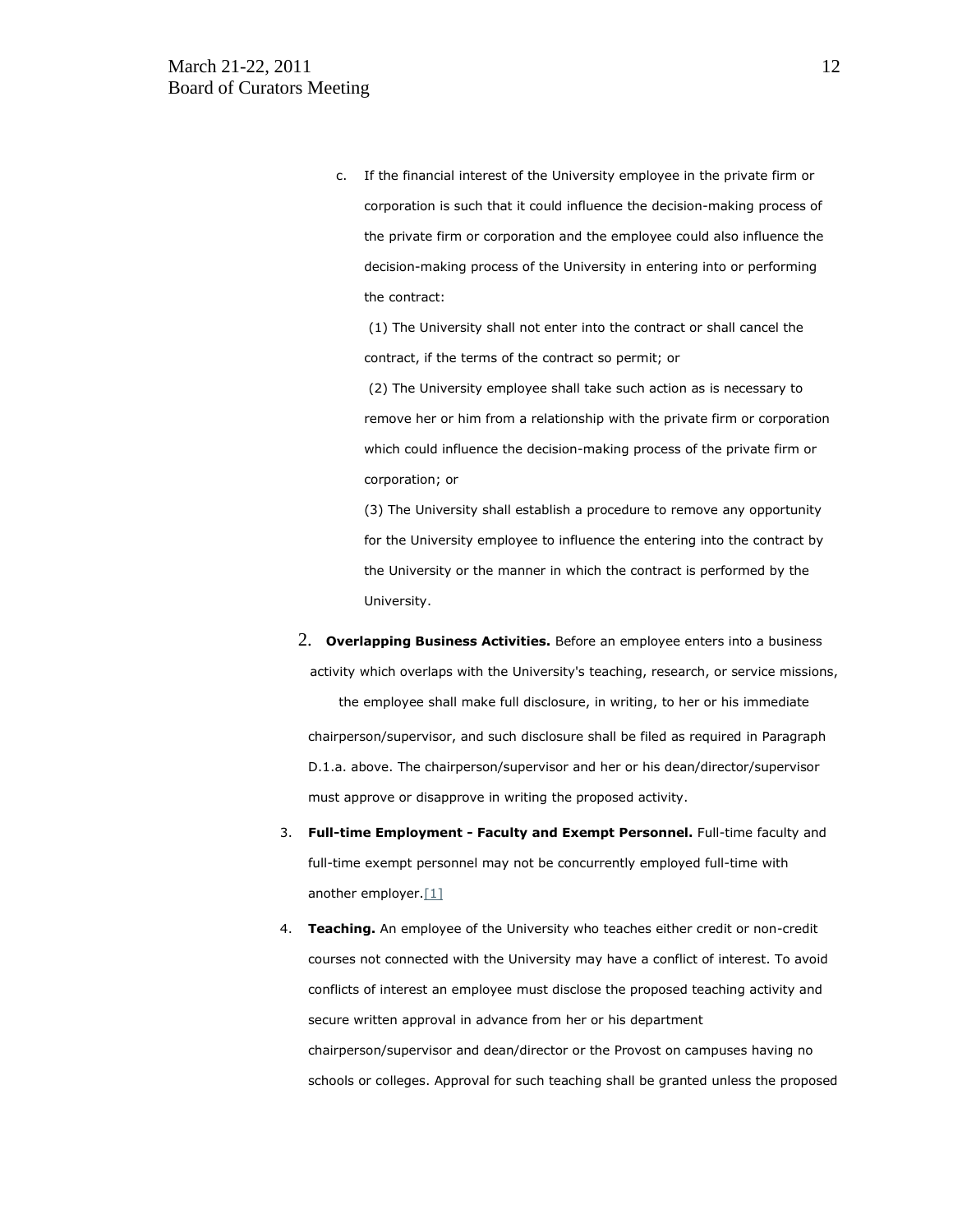c. If the financial interest of the University employee in the private firm or corporation is such that it could influence the decision-making process of the private firm or corporation and the employee could also influence the decision-making process of the University in entering into or performing the contract:

   (1) The University shall not enter into the contract or shall cancel the contract, if the terms of the contract so permit; or

   (2) The University employee shall take such action as is necessary to remove her or him from a relationship with the private firm or corporation which could influence the decision-making process of the private firm or corporation; or

   (3) The University shall establish a procedure to remove any opportunity for the University employee to influence the entering into the contract by the University or the manner in which the contract is performed by the University.

2. **Overlapping Business Activities.** Before an employee enters into a business activity which overlaps with the University's teaching, research, or service missions, the employee shall make full disclosure, in writing, to her or his immediate chairperson/supervisor, and such disclosure shall be filed as required in Paragraph D.1.a. above. The chairperson/supervisor and her or his dean/director/supervisor must approve or disapprove in writing the proposed activity.

3. **Full-time Employment - Faculty and Exempt Personnel.** Full-time faculty and full-time exempt personnel may not be concurrently employed full-time with another employer.[1]

4. **Teaching.** An employee of the University who teaches either credit or non-credit courses not connected with the University may have a conflict of interest. To avoid conflicts of interest an employee must disclose the proposed teaching activity and secure written approval in advance from her or his department chairperson/supervisor and dean/director or the Provost on campuses having no schools or colleges. Approval for such teaching shall be granted unless the proposed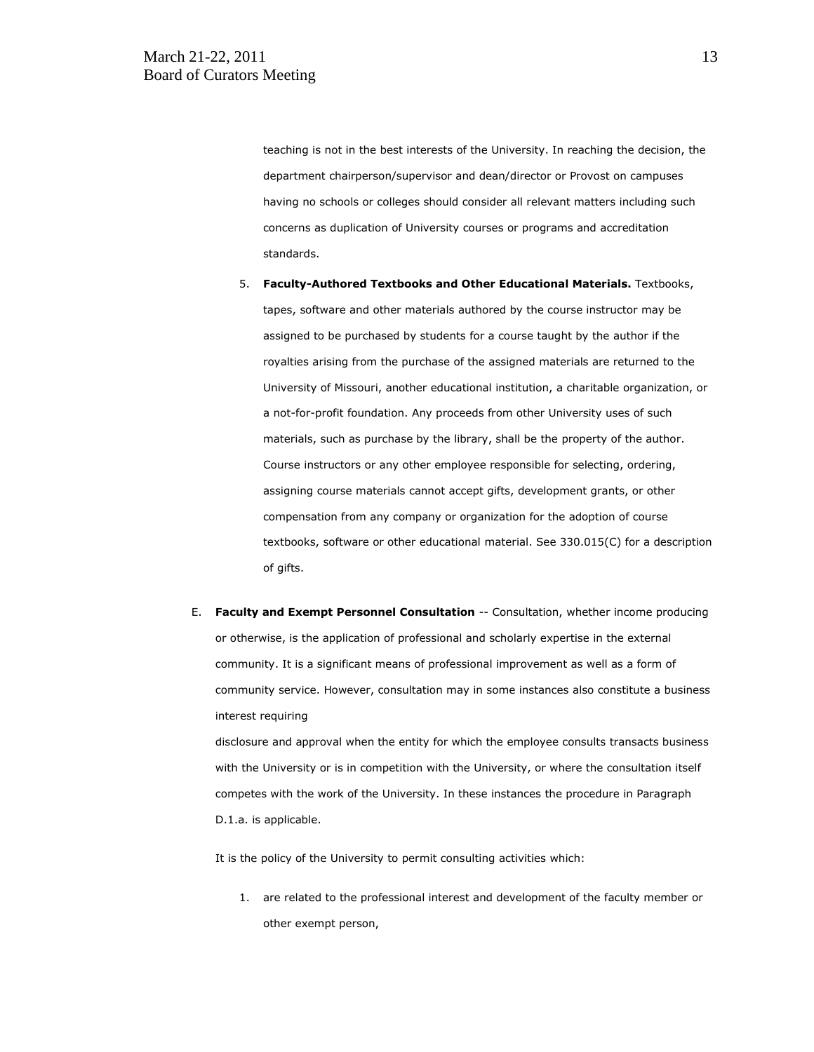teaching is not in the best interests of the University. In reaching the decision, the department chairperson/supervisor and dean/director or Provost on campuses having no schools or colleges should consider all relevant matters including such concerns as duplication of University courses or programs and accreditation standards.

5. **Faculty-Authored Textbooks and Other Educational Materials.** Textbooks, tapes, software and other materials authored by the course instructor may be assigned to be purchased by students for a course taught by the author if the royalties arising from the purchase of the assigned materials are returned to the University of Missouri, another educational institution, a charitable organization, or a not-for-profit foundation. Any proceeds from other University uses of such materials, such as purchase by the library, shall be the property of the author. Course instructors or any other employee responsible for selecting, ordering, assigning course materials cannot accept gifts, development grants, or other compensation from any company or organization for the adoption of course textbooks, software or other educational material. See 330.015(C) for a description of gifts.

E. **Faculty and Exempt Personnel Consultation** -- Consultation, whether income producing or otherwise, is the application of professional and scholarly expertise in the external community. It is a significant means of professional improvement as well as a form of community service. However, consultation may in some instances also constitute a business interest requiring disclosure and approval when the entity for which the employee consults transacts business with the University or is in competition with the University, or where the consultation itself competes with the work of the University. In these instances the procedure in Paragraph D.1.a. is applicable.

   It is the policy of the University to permit consulting activities which:

   1. are related to the professional interest and development of the faculty member or other exempt person,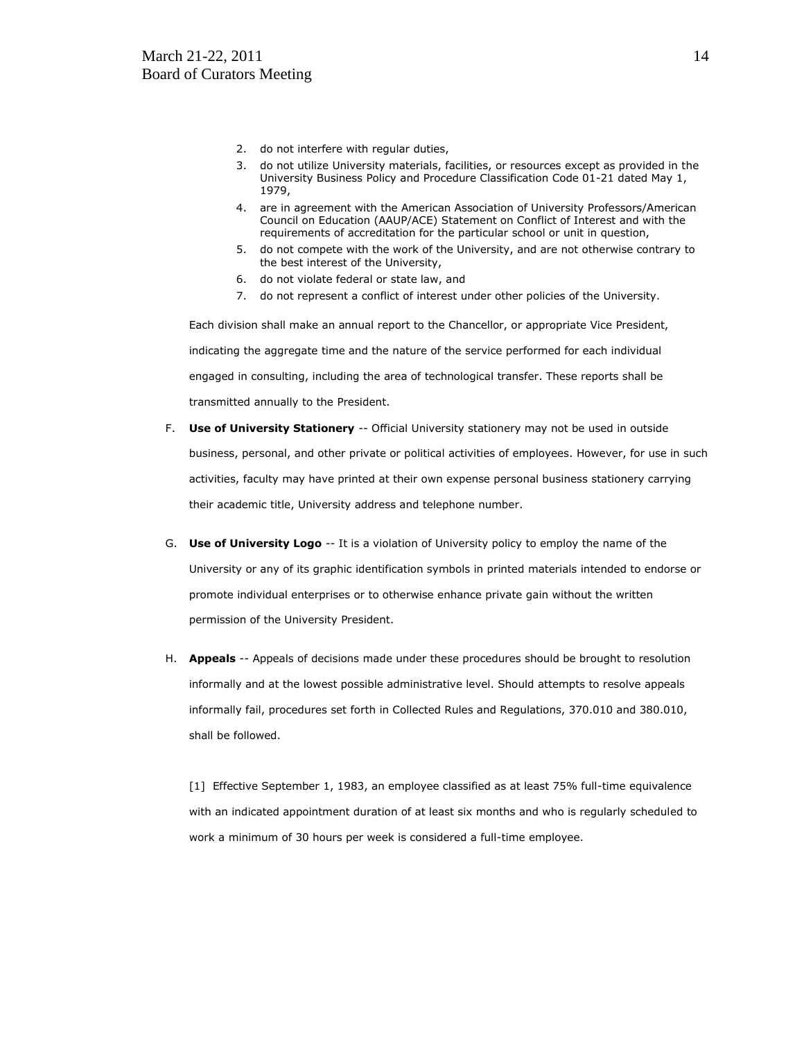2. do not interfere with regular duties,
3. do not utilize University materials, facilities, or resources except as provided in the University Business Policy and Procedure Classification Code 01-21 dated May 1, 1979,
4. are in agreement with the American Association of University Professors/American Council on Education (AAUP/ACE) Statement on Conflict of Interest and with the requirements of accreditation for the particular school or unit in question,
5. do not compete with the work of the University, and are not otherwise contrary to the best interest of the University,
6. do not violate federal or state law, and
7. do not represent a conflict of interest under other policies of the University.

Each division shall make an annual report to the Chancellor, or appropriate Vice President, indicating the aggregate time and the nature of the service performed for each individual engaged in consulting, including the area of technological transfer. These reports shall be transmitted annually to the President.

F. **Use of University Stationery** -- Official University stationery may not be used in outside business, personal, and other private or political activities of employees. However, for use in such activities, faculty may have printed at their own expense personal business stationery carrying their academic title, University address and telephone number.

G. **Use of University Logo** -- It is a violation of University policy to employ the name of the University or any of its graphic identification symbols in printed materials intended to endorse or promote individual enterprises or to otherwise enhance private gain without the written permission of the University President.

H. **Appeals** -- Appeals of decisions made under these procedures should be brought to resolution informally and at the lowest possible administrative level. Should attempts to resolve appeals informally fail, procedures set forth in Collected Rules and Regulations, 370.010 and 380.010, shall be followed.

[1] Effective September 1, 1983, an employee classified as at least 75% full-time equivalence with an indicated appointment duration of at least six months and who is regularly scheduled to work a minimum of 30 hours per week is considered a full-time employee.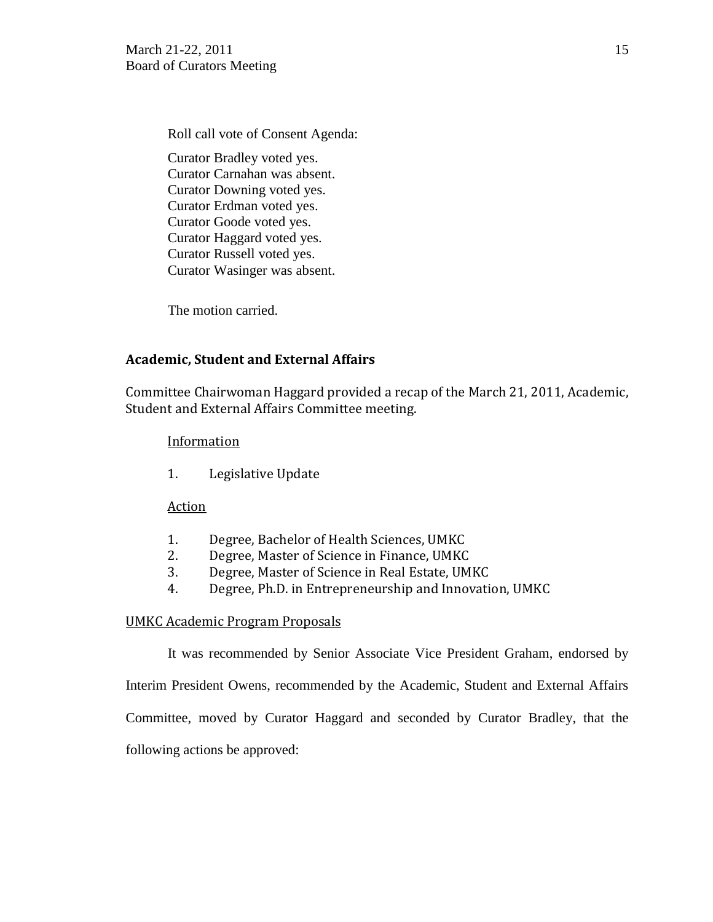Roll call vote of Consent Agenda:

Curator Bradley voted yes.
Curator Carnahan was absent.
Curator Downing voted yes.
Curator Erdman voted yes.
Curator Goode voted yes.
Curator Haggard voted yes.
Curator Russell voted yes.
Curator Wasinger was absent.

The motion carried.

**Academic, Student and External Affairs**

Committee Chairwoman Haggard provided a recap of the March 21, 2011, Academic, Student and External Affairs Committee meeting.

Information

1. Legislative Update

Action

1. Degree, Bachelor of Health Sciences, UMKC
2. Degree, Master of Science in Finance, UMKC
3. Degree, Master of Science in Real Estate, UMKC
4. Degree, Ph.D. in Entrepreneurship and Innovation, UMKC

UMKC Academic Program Proposals

It was recommended by Senior Associate Vice President Graham, endorsed by Interim President Owens, recommended by the Academic, Student and External Affairs Committee, moved by Curator Haggard and seconded by Curator Bradley, that the following actions be approved: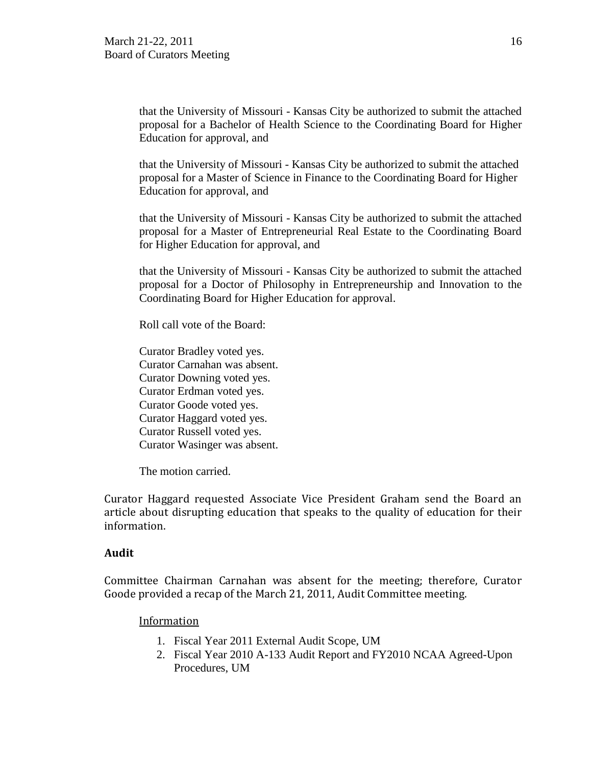that the University of Missouri - Kansas City be authorized to submit the attached proposal for a Bachelor of Health Science to the Coordinating Board for Higher Education for approval, and

that the University of Missouri - Kansas City be authorized to submit the attached proposal for a Master of Science in Finance to the Coordinating Board for Higher Education for approval, and

that the University of Missouri - Kansas City be authorized to submit the attached proposal for a Master of Entrepreneurial Real Estate to the Coordinating Board for Higher Education for approval, and

that the University of Missouri - Kansas City be authorized to submit the attached proposal for a Doctor of Philosophy in Entrepreneurship and Innovation to the Coordinating Board for Higher Education for approval.

Roll call vote of the Board:

Curator Bradley voted yes.
Curator Carnahan was absent.
Curator Downing voted yes.
Curator Erdman voted yes.
Curator Goode voted yes.
Curator Haggard voted yes.
Curator Russell voted yes.
Curator Wasinger was absent.

The motion carried.

Curator Haggard requested Associate Vice President Graham send the Board an article about disrupting education that speaks to the quality of education for their information.

**Audit**

Committee Chairman Carnahan was absent for the meeting; therefore, Curator Goode provided a recap of the March 21, 2011, Audit Committee meeting.

Information

1. Fiscal Year 2011 External Audit Scope, UM
2. Fiscal Year 2010 A-133 Audit Report and FY2010 NCAA Agreed-Upon Procedures, UM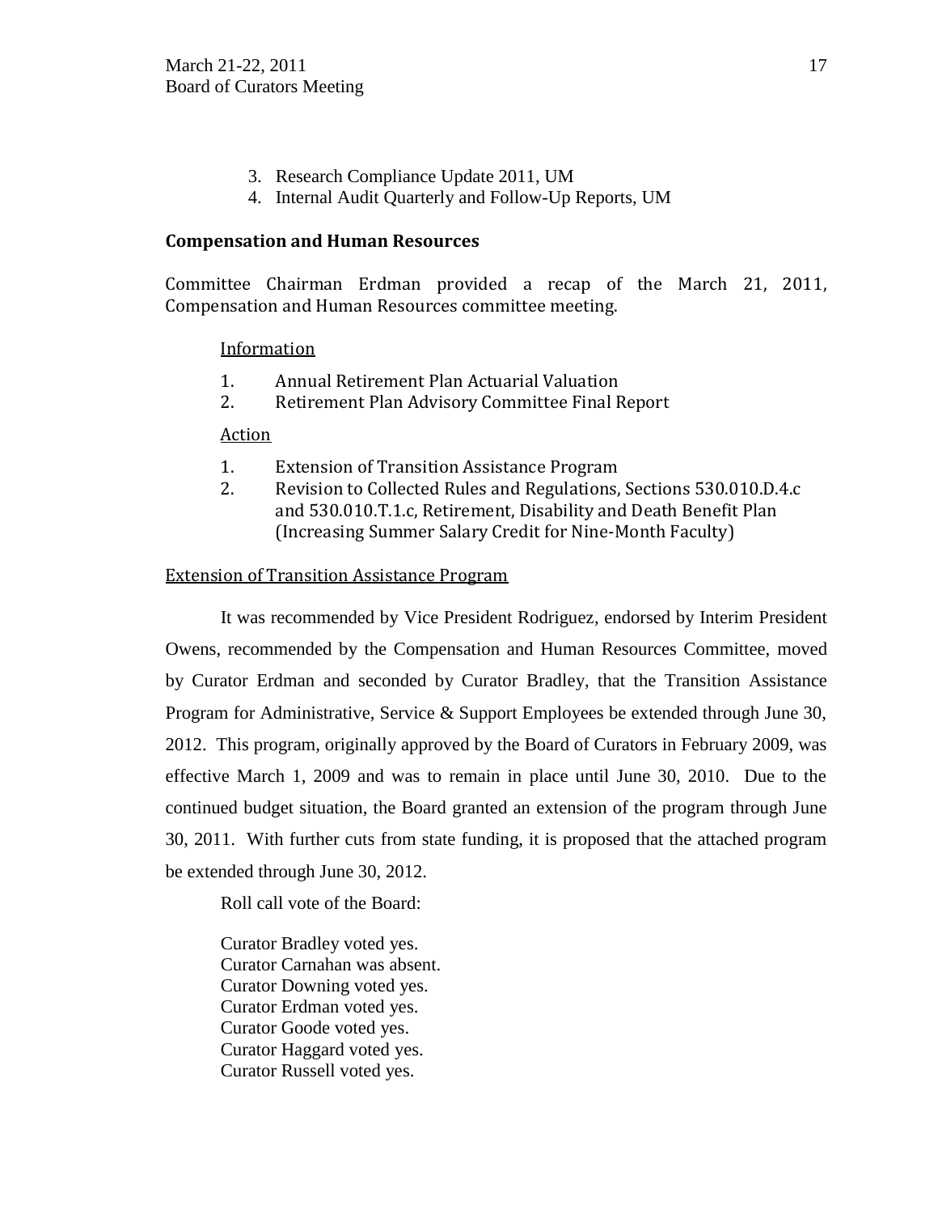3. Research Compliance Update 2011, UM
4. Internal Audit Quarterly and Follow-Up Reports, UM

**Compensation and Human Resources**

Committee Chairman Erdman provided a recap of the March 21, 2011, Compensation and Human Resources committee meeting.

Information

1. Annual Retirement Plan Actuarial Valuation
2. Retirement Plan Advisory Committee Final Report

Action

1. Extension of Transition Assistance Program
2. Revision to Collected Rules and Regulations, Sections 530.010.D.4.c and 530.010.T.1.c, Retirement, Disability and Death Benefit Plan (Increasing Summer Salary Credit for Nine-Month Faculty)

Extension of Transition Assistance Program

It was recommended by Vice President Rodriguez, endorsed by Interim President Owens, recommended by the Compensation and Human Resources Committee, moved by Curator Erdman and seconded by Curator Bradley, that the Transition Assistance Program for Administrative, Service & Support Employees be extended through June 30, 2012. This program, originally approved by the Board of Curators in February 2009, was effective March 1, 2009 and was to remain in place until June 30, 2010. Due to the continued budget situation, the Board granted an extension of the program through June 30, 2011. With further cuts from state funding, it is proposed that the attached program be extended through June 30, 2012.

Roll call vote of the Board:

Curator Bradley voted yes.
Curator Carnahan was absent.
Curator Downing voted yes.
Curator Erdman voted yes.
Curator Goode voted yes.
Curator Haggard voted yes.
Curator Russell voted yes.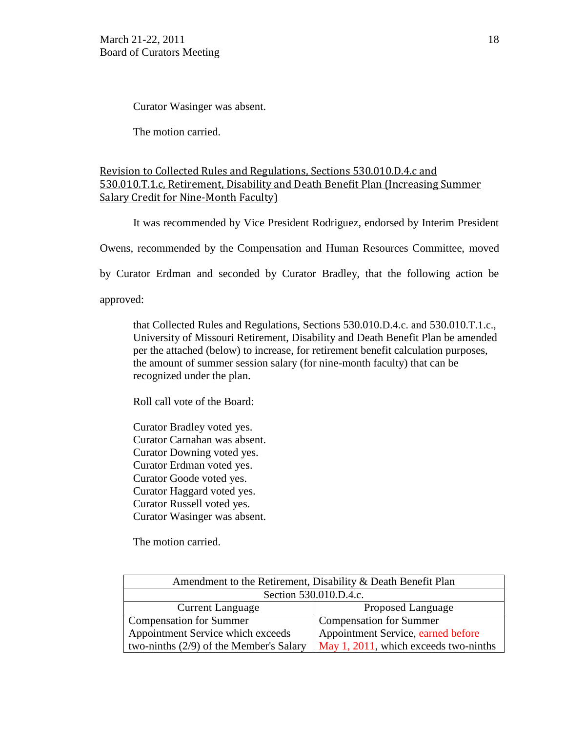Curator Wasinger was absent.

The motion carried.

Revision to Collected Rules and Regulations, Sections 530.010.D.4.c and 530.010.T.1.c, Retirement, Disability and Death Benefit Plan (Increasing Summer Salary Credit for Nine-Month Faculty)

It was recommended by Vice President Rodriguez, endorsed by Interim President Owens, recommended by the Compensation and Human Resources Committee, moved by Curator Erdman and seconded by Curator Bradley, that the following action be approved:

> that Collected Rules and Regulations, Sections 530.010.D.4.c. and 530.010.T.1.c., University of Missouri Retirement, Disability and Death Benefit Plan be amended per the attached (below) to increase, for retirement benefit calculation purposes, the amount of summer session salary (for nine-month faculty) that can be recognized under the plan.

Roll call vote of the Board:

Curator Bradley voted yes.
Curator Carnahan was absent.
Curator Downing voted yes.
Curator Erdman voted yes.
Curator Goode voted yes.
Curator Haggard voted yes.
Curator Russell voted yes.
Curator Wasinger was absent.

The motion carried.

| Amendment to the Retirement, Disability & Death Benefit Plan | |
|---|---|
| Section 530.010.D.4.c. | |
| Current Language | Proposed Language |
| Compensation for Summer Appointment Service which exceeds two-ninths (2/9) of the Member's Salary | Compensation for Summer Appointment Service, earned before May 1, 2011, which exceeds two-ninths |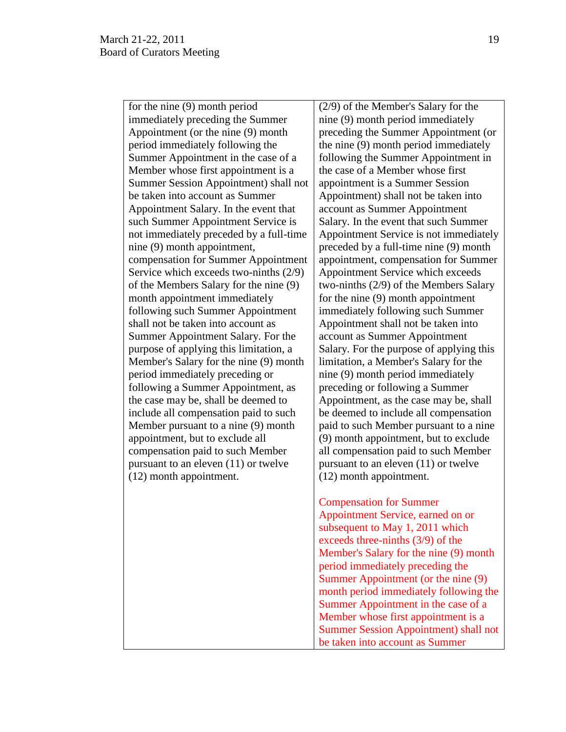| | |
|---|---|
| for the nine (9) month period immediately preceding the Summer Appointment (or the nine (9) month period immediately following the Summer Appointment in the case of a Member whose first appointment is a Summer Session Appointment) shall not be taken into account as Summer Appointment Salary. In the event that such Summer Appointment Service is not immediately preceded by a full-time nine (9) month appointment, compensation for Summer Appointment Service which exceeds two-ninths (2/9) of the Members Salary for the nine (9) month appointment immediately following such Summer Appointment shall not be taken into account as Summer Appointment Salary. For the purpose of applying this limitation, a Member's Salary for the nine (9) month period immediately preceding or following a Summer Appointment, as the case may be, shall be deemed to include all compensation paid to such Member pursuant to a nine (9) month appointment, but to exclude all compensation paid to such Member pursuant to an eleven (11) or twelve (12) month appointment. | (2/9) of the Member's Salary for the nine (9) month period immediately preceding the Summer Appointment (or the nine (9) month period immediately following the Summer Appointment in the case of a Member whose first appointment is a Summer Session Appointment) shall not be taken into account as Summer Appointment Salary. In the event that such Summer Appointment Service is not immediately preceded by a full-time nine (9) month appointment, compensation for Summer Appointment Service which exceeds two-ninths (2/9) of the Members Salary for the nine (9) month appointment immediately following such Summer Appointment shall not be taken into account as Summer Appointment Salary. For the purpose of applying this limitation, a Member's Salary for the nine (9) month period immediately preceding or following a Summer Appointment, as the case may be, shall be deemed to include all compensation paid to such Member pursuant to a nine (9) month appointment, but to exclude all compensation paid to such Member pursuant to an eleven (11) or twelve (12) month appointment.<br><br>Compensation for Summer Appointment Service, earned on or subsequent to May 1, 2011 which exceeds three-ninths (3/9) of the Member's Salary for the nine (9) month period immediately preceding the Summer Appointment (or the nine (9) month period immediately following the Summer Appointment in the case of a Member whose first appointment is a Summer Session Appointment) shall not be taken into account as Summer |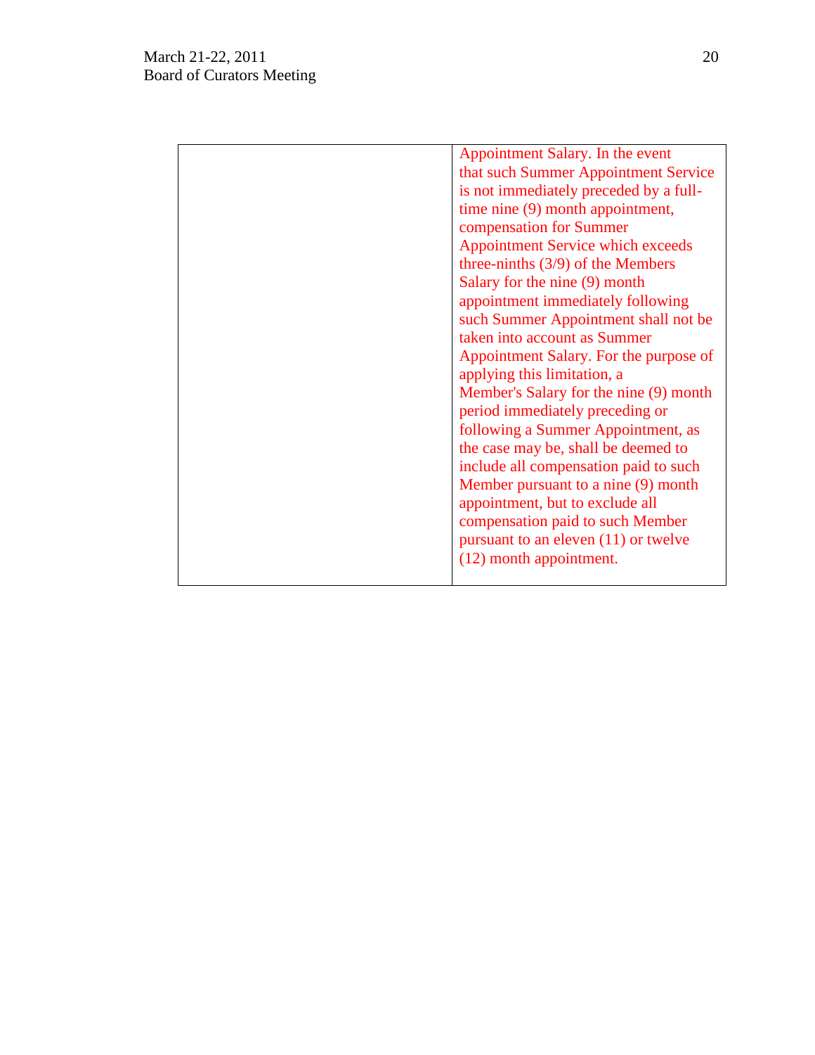| | |
|---|---|
| | Appointment Salary. In the event that such Summer Appointment Service is not immediately preceded by a full-time nine (9) month appointment, compensation for Summer Appointment Service which exceeds three-ninths (3/9) of the Members Salary for the nine (9) month appointment immediately following such Summer Appointment shall not be taken into account as Summer Appointment Salary. For the purpose of applying this limitation, a Member's Salary for the nine (9) month period immediately preceding or following a Summer Appointment, as the case may be, shall be deemed to include all compensation paid to such Member pursuant to a nine (9) month appointment, but to exclude all compensation paid to such Member pursuant to an eleven (11) or twelve (12) month appointment. |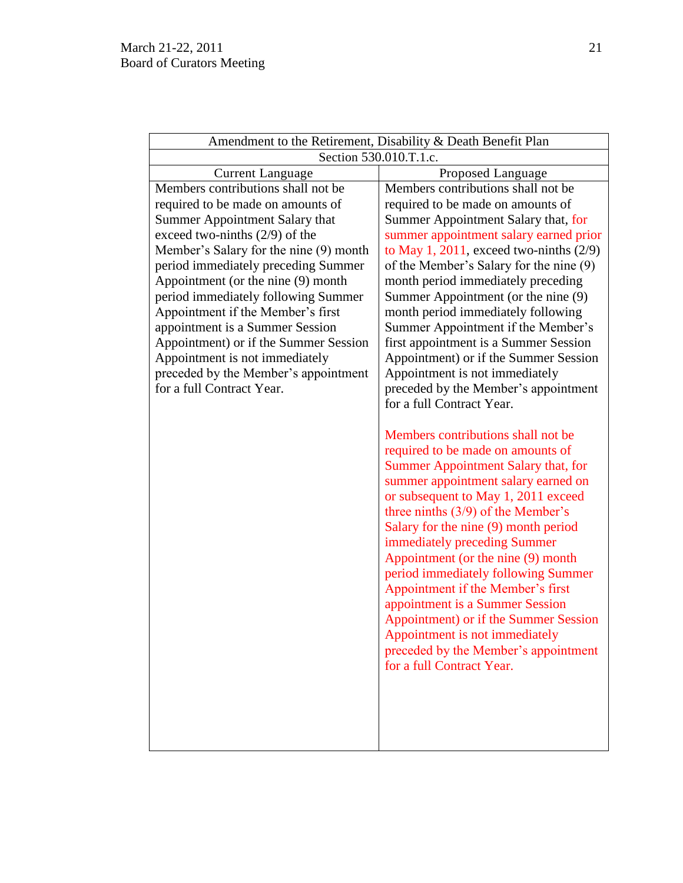| Amendment to the Retirement, Disability & Death Benefit Plan | |
|---|---|
| Section 530.010.T.1.c. | |
| Current Language | Proposed Language |
| Members contributions shall not be required to be made on amounts of Summer Appointment Salary that exceed two-ninths (2/9) of the Member's Salary for the nine (9) month period immediately preceding Summer Appointment (or the nine (9) month period immediately following Summer Appointment if the Member's first appointment is a Summer Session Appointment) or if the Summer Session Appointment is not immediately preceded by the Member's appointment for a full Contract Year. | Members contributions shall not be required to be made on amounts of Summer Appointment Salary that, for summer appointment salary earned prior to May 1, 2011, exceed two-ninths (2/9) of the Member's Salary for the nine (9) month period immediately preceding Summer Appointment (or the nine (9) month period immediately following Summer Appointment if the Member's first appointment is a Summer Session Appointment) or if the Summer Session Appointment is not immediately preceded by the Member's appointment for a full Contract Year.<br><br>Members contributions shall not be required to be made on amounts of Summer Appointment Salary that, for summer appointment salary earned on or subsequent to May 1, 2011 exceed three ninths (3/9) of the Member's Salary for the nine (9) month period immediately preceding Summer Appointment (or the nine (9) month period immediately following Summer Appointment if the Member's first appointment is a Summer Session Appointment) or if the Summer Session Appointment is not immediately preceded by the Member's appointment for a full Contract Year. |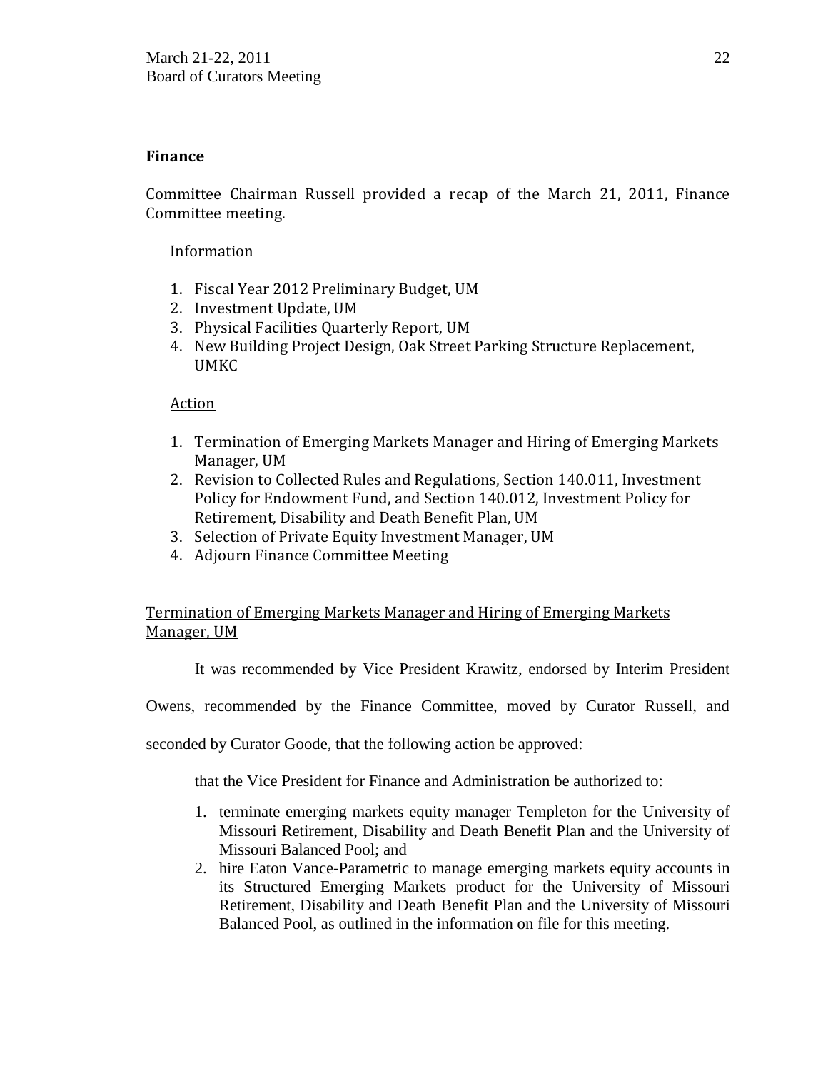## Finance

Committee Chairman Russell provided a recap of the March 21, 2011, Finance Committee meeting.

Information

1. Fiscal Year 2012 Preliminary Budget, UM
2. Investment Update, UM
3. Physical Facilities Quarterly Report, UM
4. New Building Project Design, Oak Street Parking Structure Replacement, UMKC

Action

1. Termination of Emerging Markets Manager and Hiring of Emerging Markets Manager, UM
2. Revision to Collected Rules and Regulations, Section 140.011, Investment Policy for Endowment Fund, and Section 140.012, Investment Policy for Retirement, Disability and Death Benefit Plan, UM
3. Selection of Private Equity Investment Manager, UM
4. Adjourn Finance Committee Meeting

Termination of Emerging Markets Manager and Hiring of Emerging Markets Manager, UM

It was recommended by Vice President Krawitz, endorsed by Interim President Owens, recommended by the Finance Committee, moved by Curator Russell, and seconded by Curator Goode, that the following action be approved:

that the Vice President for Finance and Administration be authorized to:

1. terminate emerging markets equity manager Templeton for the University of Missouri Retirement, Disability and Death Benefit Plan and the University of Missouri Balanced Pool; and
2. hire Eaton Vance-Parametric to manage emerging markets equity accounts in its Structured Emerging Markets product for the University of Missouri Retirement, Disability and Death Benefit Plan and the University of Missouri Balanced Pool, as outlined in the information on file for this meeting.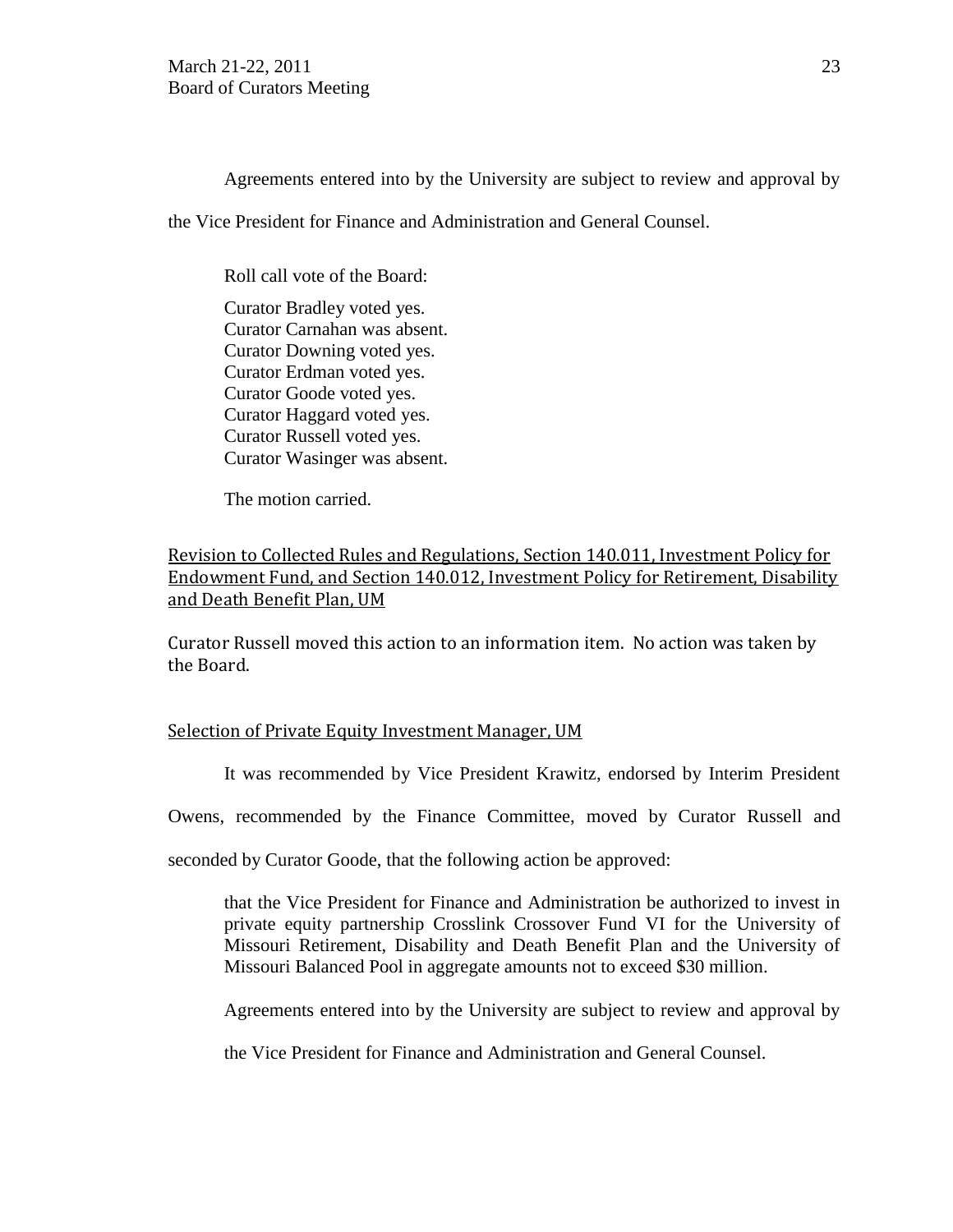Agreements entered into by the University are subject to review and approval by the Vice President for Finance and Administration and General Counsel.

Roll call vote of the Board:

Curator Bradley voted yes.
Curator Carnahan was absent.
Curator Downing voted yes.
Curator Erdman voted yes.
Curator Goode voted yes.
Curator Haggard voted yes.
Curator Russell voted yes.
Curator Wasinger was absent.

The motion carried.

<u>Revision to Collected Rules and Regulations, Section 140.011, Investment Policy for Endowment Fund, and Section 140.012, Investment Policy for Retirement, Disability and Death Benefit Plan, UM</u>

Curator Russell moved this action to an information item. No action was taken by the Board.

<u>Selection of Private Equity Investment Manager, UM</u>

It was recommended by Vice President Krawitz, endorsed by Interim President Owens, recommended by the Finance Committee, moved by Curator Russell and seconded by Curator Goode, that the following action be approved:

> that the Vice President for Finance and Administration be authorized to invest in private equity partnership Crosslink Crossover Fund VI for the University of Missouri Retirement, Disability and Death Benefit Plan and the University of Missouri Balanced Pool in aggregate amounts not to exceed $30 million.
>
> Agreements entered into by the University are subject to review and approval by the Vice President for Finance and Administration and General Counsel.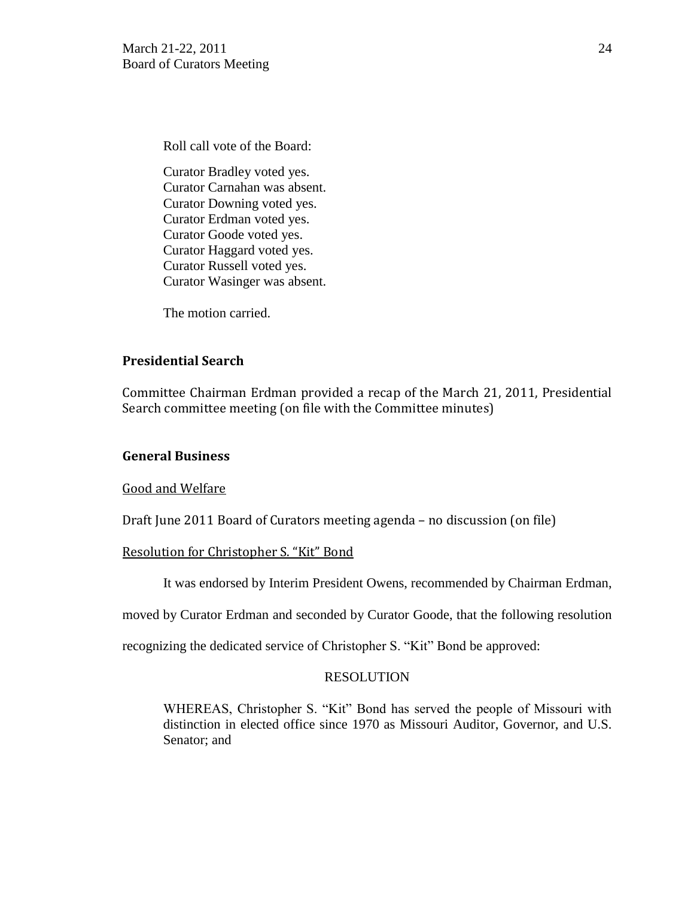Roll call vote of the Board:

Curator Bradley voted yes.
Curator Carnahan was absent.
Curator Downing voted yes.
Curator Erdman voted yes.
Curator Goode voted yes.
Curator Haggard voted yes.
Curator Russell voted yes.
Curator Wasinger was absent.

The motion carried.

## Presidential Search

Committee Chairman Erdman provided a recap of the March 21, 2011, Presidential Search committee meeting (on file with the Committee minutes)

## General Business

Good and Welfare

Draft June 2011 Board of Curators meeting agenda – no discussion (on file)

Resolution for Christopher S. "Kit" Bond

It was endorsed by Interim President Owens, recommended by Chairman Erdman, moved by Curator Erdman and seconded by Curator Goode, that the following resolution recognizing the dedicated service of Christopher S. "Kit" Bond be approved:

RESOLUTION

WHEREAS, Christopher S. "Kit" Bond has served the people of Missouri with distinction in elected office since 1970 as Missouri Auditor, Governor, and U.S. Senator; and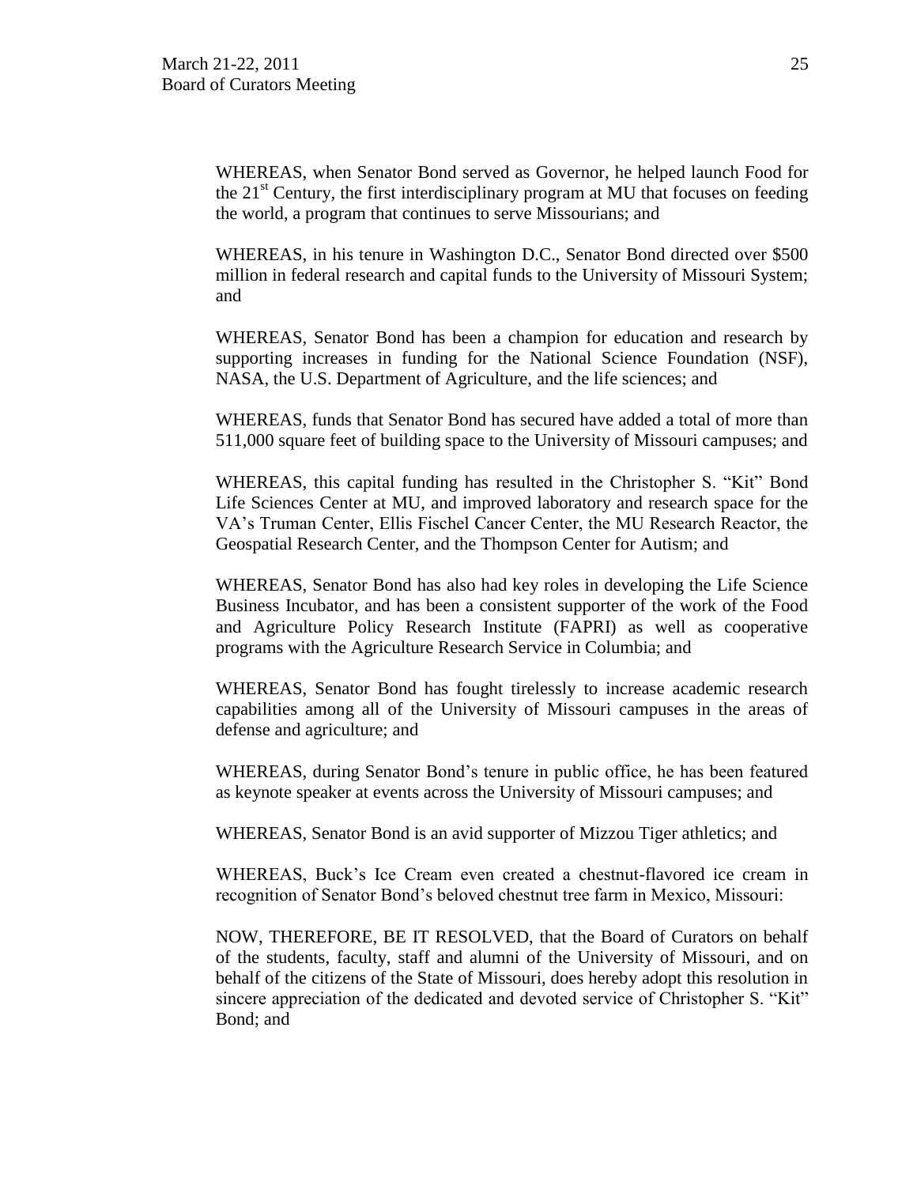WHEREAS, when Senator Bond served as Governor, he helped launch Food for the 21st Century, the first interdisciplinary program at MU that focuses on feeding the world, a program that continues to serve Missourians; and

WHEREAS, in his tenure in Washington D.C., Senator Bond directed over $500 million in federal research and capital funds to the University of Missouri System; and

WHEREAS, Senator Bond has been a champion for education and research by supporting increases in funding for the National Science Foundation (NSF), NASA, the U.S. Department of Agriculture, and the life sciences; and

WHEREAS, funds that Senator Bond has secured have added a total of more than 511,000 square feet of building space to the University of Missouri campuses; and

WHEREAS, this capital funding has resulted in the Christopher S. "Kit" Bond Life Sciences Center at MU, and improved laboratory and research space for the VA's Truman Center, Ellis Fischel Cancer Center, the MU Research Reactor, the Geospatial Research Center, and the Thompson Center for Autism; and

WHEREAS, Senator Bond has also had key roles in developing the Life Science Business Incubator, and has been a consistent supporter of the work of the Food and Agriculture Policy Research Institute (FAPRI) as well as cooperative programs with the Agriculture Research Service in Columbia; and

WHEREAS, Senator Bond has fought tirelessly to increase academic research capabilities among all of the University of Missouri campuses in the areas of defense and agriculture; and

WHEREAS, during Senator Bond's tenure in public office, he has been featured as keynote speaker at events across the University of Missouri campuses; and

WHEREAS, Senator Bond is an avid supporter of Mizzou Tiger athletics; and

WHEREAS, Buck's Ice Cream even created a chestnut-flavored ice cream in recognition of Senator Bond's beloved chestnut tree farm in Mexico, Missouri:

NOW, THEREFORE, BE IT RESOLVED, that the Board of Curators on behalf of the students, faculty, staff and alumni of the University of Missouri, and on behalf of the citizens of the State of Missouri, does hereby adopt this resolution in sincere appreciation of the dedicated and devoted service of Christopher S. "Kit" Bond; and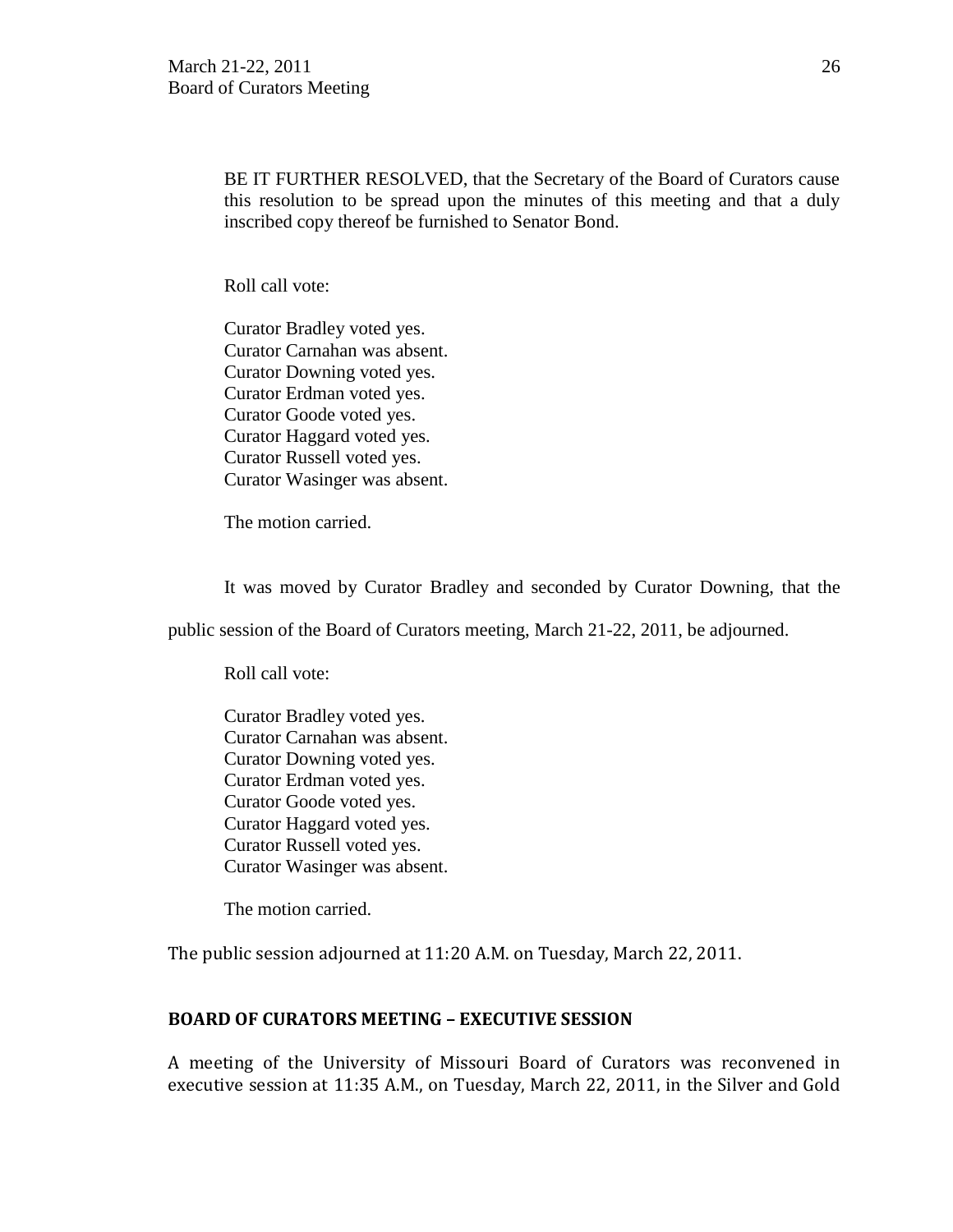BE IT FURTHER RESOLVED, that the Secretary of the Board of Curators cause this resolution to be spread upon the minutes of this meeting and that a duly inscribed copy thereof be furnished to Senator Bond.

Roll call vote:

Curator Bradley voted yes.
Curator Carnahan was absent.
Curator Downing voted yes.
Curator Erdman voted yes.
Curator Goode voted yes.
Curator Haggard voted yes.
Curator Russell voted yes.
Curator Wasinger was absent.

The motion carried.

It was moved by Curator Bradley and seconded by Curator Downing, that the public session of the Board of Curators meeting, March 21-22, 2011, be adjourned.

Roll call vote:

Curator Bradley voted yes.
Curator Carnahan was absent.
Curator Downing voted yes.
Curator Erdman voted yes.
Curator Goode voted yes.
Curator Haggard voted yes.
Curator Russell voted yes.
Curator Wasinger was absent.

The motion carried.

The public session adjourned at 11:20 A.M. on Tuesday, March 22, 2011.

**BOARD OF CURATORS MEETING – EXECUTIVE SESSION**

A meeting of the University of Missouri Board of Curators was reconvened in executive session at 11:35 A.M., on Tuesday, March 22, 2011, in the Silver and Gold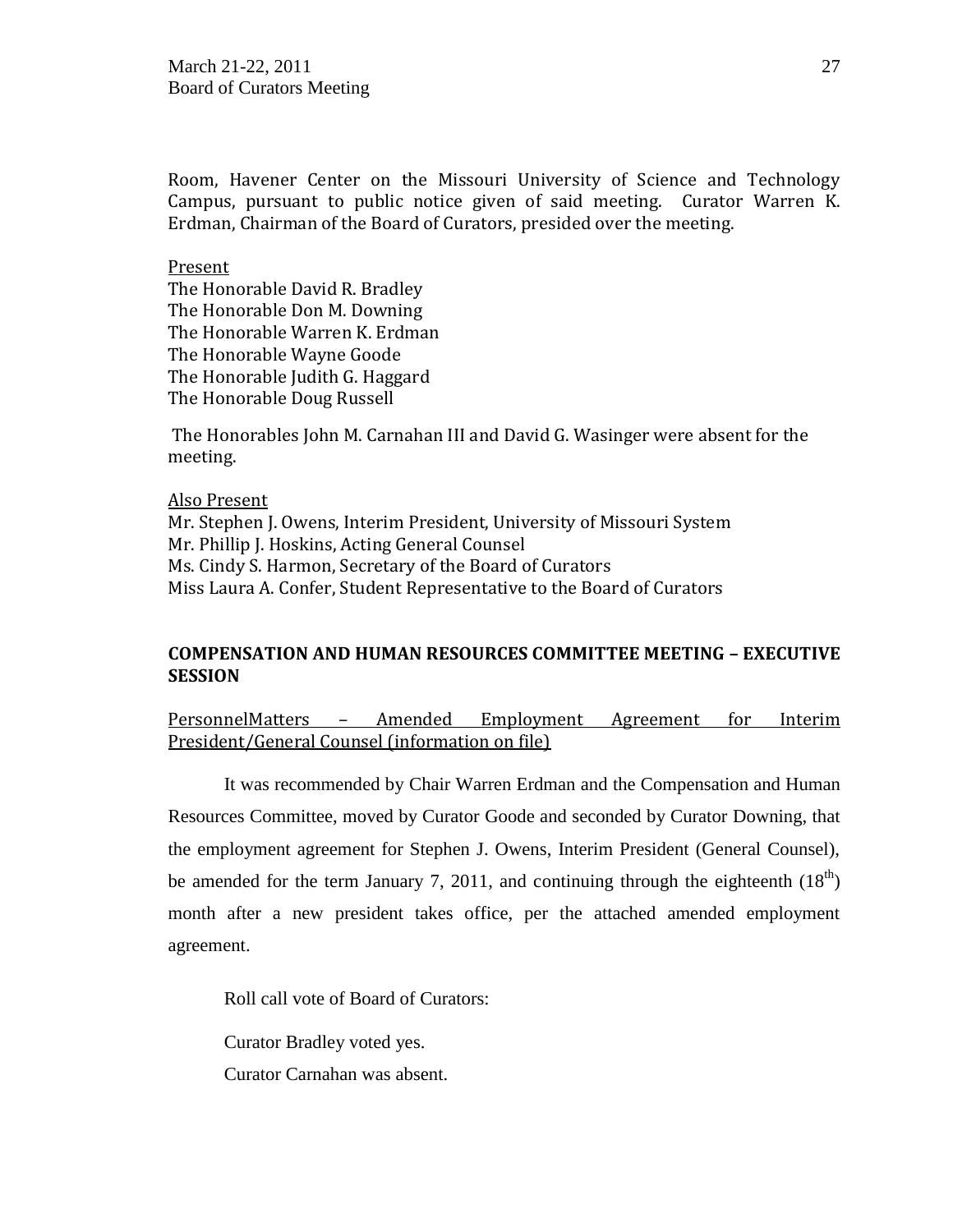Room, Havener Center on the Missouri University of Science and Technology Campus, pursuant to public notice given of said meeting. Curator Warren K. Erdman, Chairman of the Board of Curators, presided over the meeting.

<u>Present</u>
The Honorable David R. Bradley
The Honorable Don M. Downing
The Honorable Warren K. Erdman
The Honorable Wayne Goode
The Honorable Judith G. Haggard
The Honorable Doug Russell

The Honorables John M. Carnahan III and David G. Wasinger were absent for the meeting.

<u>Also Present</u>
Mr. Stephen J. Owens, Interim President, University of Missouri System
Mr. Phillip J. Hoskins, Acting General Counsel
Ms. Cindy S. Harmon, Secretary of the Board of Curators
Miss Laura A. Confer, Student Representative to the Board of Curators

**COMPENSATION AND HUMAN RESOURCES COMMITTEE MEETING – EXECUTIVE SESSION**

<u>PersonnelMatters – Amended Employment Agreement for Interim President/General Counsel (information on file)</u>

It was recommended by Chair Warren Erdman and the Compensation and Human Resources Committee, moved by Curator Goode and seconded by Curator Downing, that the employment agreement for Stephen J. Owens, Interim President (General Counsel), be amended for the term January 7, 2011, and continuing through the eighteenth (18th) month after a new president takes office, per the attached amended employment agreement.

Roll call vote of Board of Curators:

Curator Bradley voted yes.

Curator Carnahan was absent.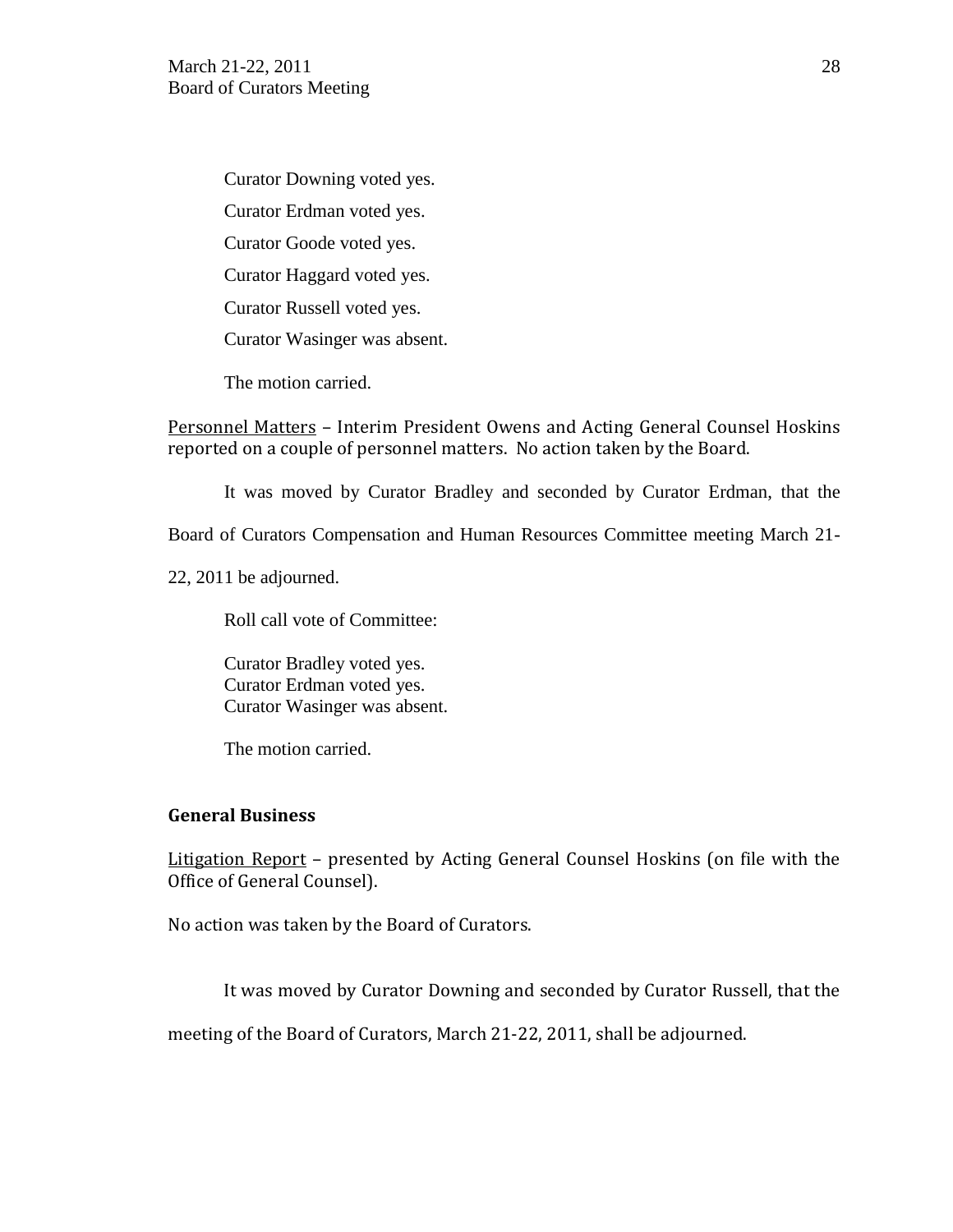Curator Downing voted yes.

Curator Erdman voted yes.

Curator Goode voted yes.

Curator Haggard voted yes.

Curator Russell voted yes.

Curator Wasinger was absent.

The motion carried.

Personnel Matters – Interim President Owens and Acting General Counsel Hoskins reported on a couple of personnel matters. No action taken by the Board.

It was moved by Curator Bradley and seconded by Curator Erdman, that the Board of Curators Compensation and Human Resources Committee meeting March 21-22, 2011 be adjourned.

Roll call vote of Committee:

Curator Bradley voted yes.
Curator Erdman voted yes.
Curator Wasinger was absent.

The motion carried.

**General Business**

Litigation Report – presented by Acting General Counsel Hoskins (on file with the Office of General Counsel).

No action was taken by the Board of Curators.

It was moved by Curator Downing and seconded by Curator Russell, that the meeting of the Board of Curators, March 21-22, 2011, shall be adjourned.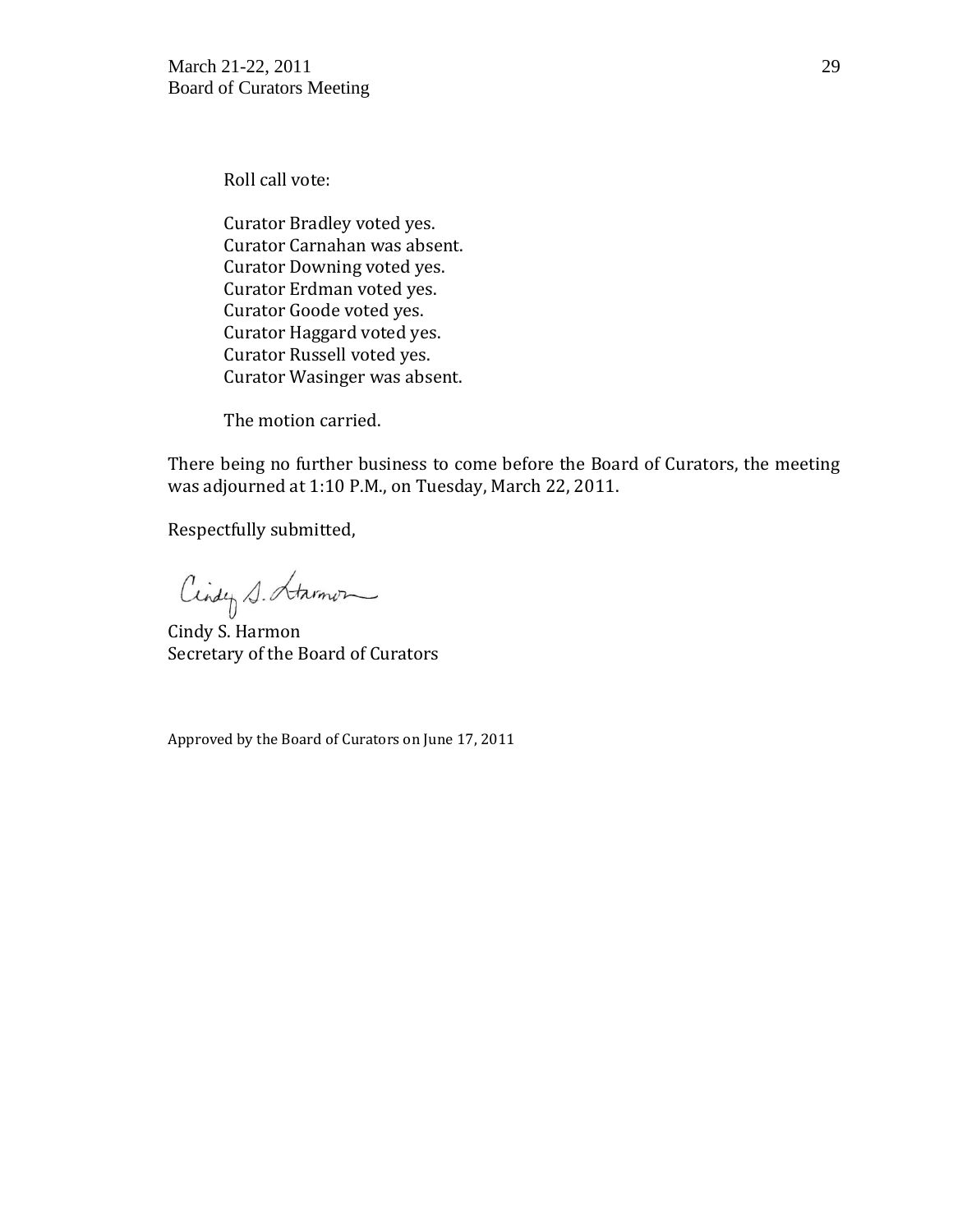Roll call vote:

Curator Bradley voted yes.
Curator Carnahan was absent.
Curator Downing voted yes.
Curator Erdman voted yes.
Curator Goode voted yes.
Curator Haggard voted yes.
Curator Russell voted yes.
Curator Wasinger was absent.

The motion carried.

There being no further business to come before the Board of Curators, the meeting was adjourned at 1:10 P.M., on Tuesday, March 22, 2011.

Respectfully submitted,

Cindy S. Harmon
Secretary of the Board of Curators

Approved by the Board of Curators on June 17, 2011